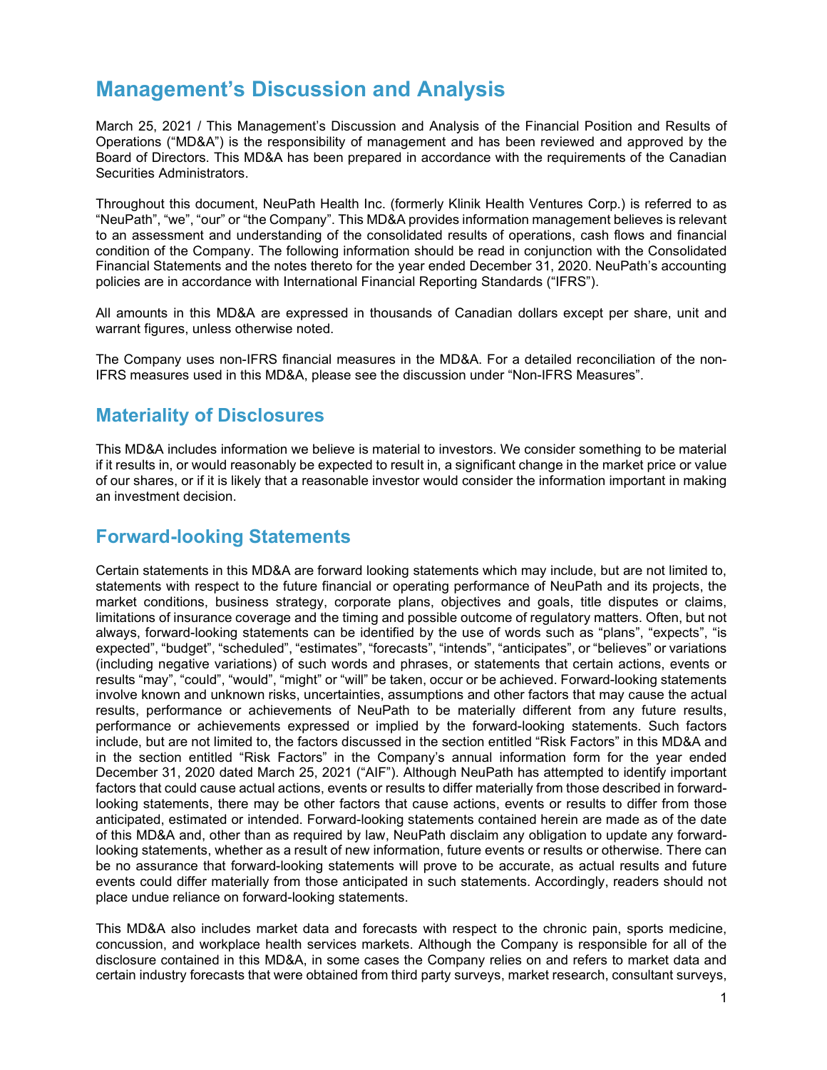# Management's Discussion and Analysis

March 25, 2021 / This Management's Discussion and Analysis of the Financial Position and Results of Operations ("MD&A") is the responsibility of management and has been reviewed and approved by the Board of Directors. This MD&A has been prepared in accordance with the requirements of the Canadian Securities Administrators.

Throughout this document, NeuPath Health Inc. (formerly Klinik Health Ventures Corp.) is referred to as "NeuPath", "we", "our" or "the Company". This MD&A provides information management believes is relevant to an assessment and understanding of the consolidated results of operations, cash flows and financial condition of the Company. The following information should be read in conjunction with the Consolidated Financial Statements and the notes thereto for the year ended December 31, 2020. NeuPath's accounting policies are in accordance with International Financial Reporting Standards ("IFRS").

All amounts in this MD&A are expressed in thousands of Canadian dollars except per share, unit and warrant figures, unless otherwise noted.

The Company uses non-IFRS financial measures in the MD&A. For a detailed reconciliation of the non-IFRS measures used in this MD&A, please see the discussion under "Non-IFRS Measures".

## Materiality of Disclosures

This MD&A includes information we believe is material to investors. We consider something to be material if it results in, or would reasonably be expected to result in, a significant change in the market price or value of our shares, or if it is likely that a reasonable investor would consider the information important in making an investment decision.

## Forward-looking Statements

Certain statements in this MD&A are forward looking statements which may include, but are not limited to, statements with respect to the future financial or operating performance of NeuPath and its projects, the market conditions, business strategy, corporate plans, objectives and goals, title disputes or claims, limitations of insurance coverage and the timing and possible outcome of regulatory matters. Often, but not always, forward-looking statements can be identified by the use of words such as "plans", "expects", "is expected", "budget", "scheduled", "estimates", "forecasts", "intends", "anticipates", or "believes" or variations (including negative variations) of such words and phrases, or statements that certain actions, events or results "may", "could", "would", "might" or "will" be taken, occur or be achieved. Forward-looking statements involve known and unknown risks, uncertainties, assumptions and other factors that may cause the actual results, performance or achievements of NeuPath to be materially different from any future results, performance or achievements expressed or implied by the forward-looking statements. Such factors include, but are not limited to, the factors discussed in the section entitled "Risk Factors" in this MD&A and in the section entitled "Risk Factors" in the Company's annual information form for the year ended December 31, 2020 dated March 25, 2021 ("AIF"). Although NeuPath has attempted to identify important factors that could cause actual actions, events or results to differ materially from those described in forward-looking statements, there may be other factors that cause actions, events or results to differ from those anticipated, estimated or intended. Forward-looking statements contained herein are made as of the date of this MD&A and, other than as required by law, NeuPath disclaim any obligation to update any forward-looking statements, whether as a result of new information, future events or results or otherwise. There can be no assurance that forward-looking statements will prove to be accurate, as actual results and future events could differ materially from those anticipated in such statements. Accordingly, readers should not place undue reliance on forward-looking statements.

This MD&A also includes market data and forecasts with respect to the chronic pain, sports medicine, concussion, and workplace health services markets. Although the Company is responsible for all of the disclosure contained in this MD&A, in some cases the Company relies on and refers to market data and certain industry forecasts that were obtained from third party surveys, market research, consultant surveys,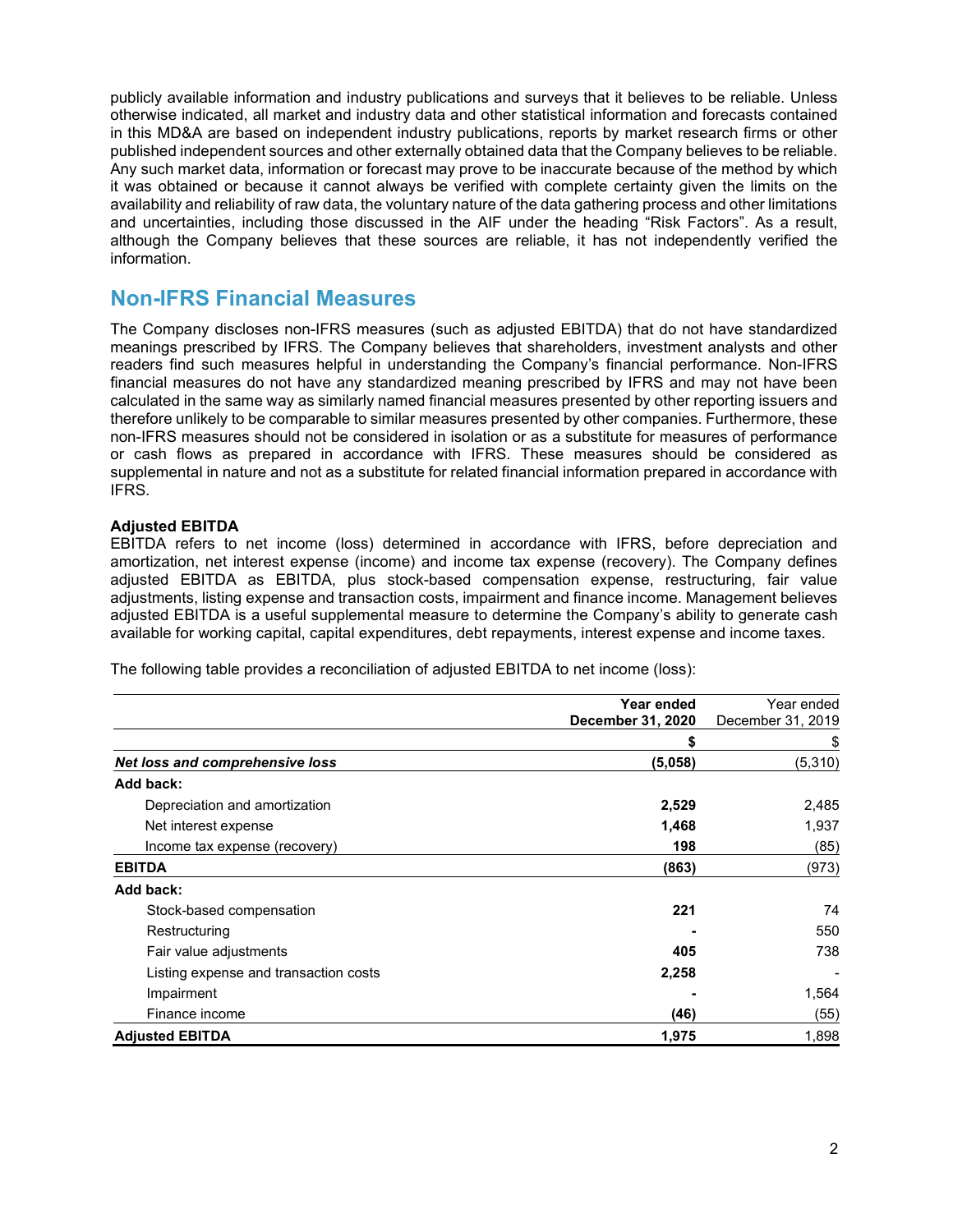publicly available information and industry publications and surveys that it believes to be reliable. Unless otherwise indicated, all market and industry data and other statistical information and forecasts contained in this MD&A are based on independent industry publications, reports by market research firms or other published independent sources and other externally obtained data that the Company believes to be reliable. Any such market data, information or forecast may prove to be inaccurate because of the method by which it was obtained or because it cannot always be verified with complete certainty given the limits on the availability and reliability of raw data, the voluntary nature of the data gathering process and other limitations and uncertainties, including those discussed in the AIF under the heading "Risk Factors". As a result, although the Company believes that these sources are reliable, it has not independently verified the information.

## Non-IFRS Financial Measures

The Company discloses non-IFRS measures (such as adjusted EBITDA) that do not have standardized meanings prescribed by IFRS. The Company believes that shareholders, investment analysts and other readers find such measures helpful in understanding the Company's financial performance. Non-IFRS financial measures do not have any standardized meaning prescribed by IFRS and may not have been calculated in the same way as similarly named financial measures presented by other reporting issuers and therefore unlikely to be comparable to similar measures presented by other companies. Furthermore, these non-IFRS measures should not be considered in isolation or as a substitute for measures of performance or cash flows as prepared in accordance with IFRS. These measures should be considered as supplemental in nature and not as a substitute for related financial information prepared in accordance with IFRS.

**Adjusted EBITDA**

EBITDA refers to net income (loss) determined in accordance with IFRS, before depreciation and amortization, net interest expense (income) and income tax expense (recovery). The Company defines adjusted EBITDA as EBITDA, plus stock-based compensation expense, restructuring, fair value adjustments, listing expense and transaction costs, impairment and finance income. Management believes adjusted EBITDA is a useful supplemental measure to determine the Company's ability to generate cash available for working capital, capital expenditures, debt repayments, interest expense and income taxes.

The following table provides a reconciliation of adjusted EBITDA to net income (loss):

| | **Year ended December 31, 2020** | Year ended December 31, 2019 |
|---|---|---|
| | **$** | $ |
| ***Net loss and comprehensive loss*** | **(5,058)** | (5,310) |
| **Add back:** | | |
| Depreciation and amortization | **2,529** | 2,485 |
| Net interest expense | **1,468** | 1,937 |
| Income tax expense (recovery) | **198** | (85) |
| **EBITDA** | **(863)** | (973) |
| **Add back:** | | |
| Stock-based compensation | **221** | 74 |
| Restructuring | **-** | 550 |
| Fair value adjustments | **405** | 738 |
| Listing expense and transaction costs | **2,258** | - |
| Impairment | **-** | 1,564 |
| Finance income | **(46)** | (55) |
| **Adjusted EBITDA** | **1,975** | 1,898 |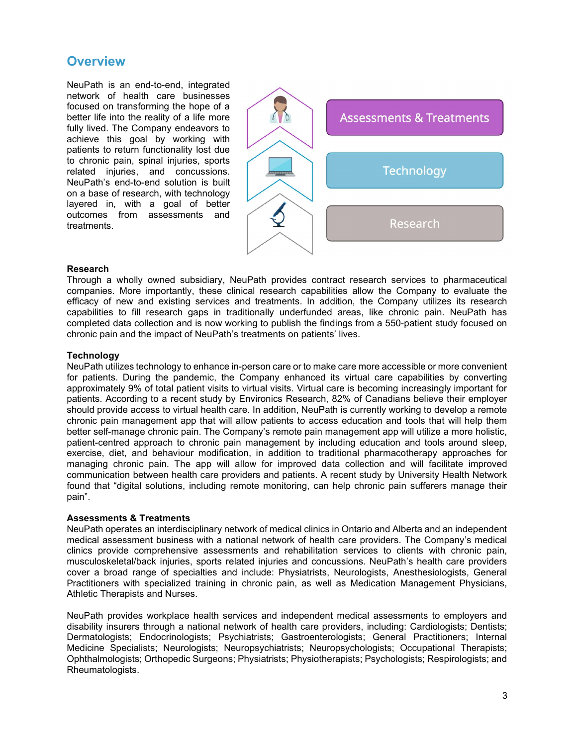## Overview

NeuPath is an end-to-end, integrated network of health care businesses focused on transforming the hope of a better life into the reality of a life more fully lived. The Company endeavors to achieve this goal by working with patients to return functionality lost due to chronic pain, spinal injuries, sports related injuries, and concussions. NeuPath's end-to-end solution is built on a base of research, with technology layered in, with a goal of better outcomes from assessments and treatments.

Assessments & Treatments

Technology

Research

**Research**
Through a wholly owned subsidiary, NeuPath provides contract research services to pharmaceutical companies. More importantly, these clinical research capabilities allow the Company to evaluate the efficacy of new and existing services and treatments. In addition, the Company utilizes its research capabilities to fill research gaps in traditionally underfunded areas, like chronic pain. NeuPath has completed data collection and is now working to publish the findings from a 550-patient study focused on chronic pain and the impact of NeuPath's treatments on patients' lives.

**Technology**
NeuPath utilizes technology to enhance in-person care or to make care more accessible or more convenient for patients. During the pandemic, the Company enhanced its virtual care capabilities by converting approximately 9% of total patient visits to virtual visits. Virtual care is becoming increasingly important for patients. According to a recent study by Environics Research, 82% of Canadians believe their employer should provide access to virtual health care. In addition, NeuPath is currently working to develop a remote chronic pain management app that will allow patients to access education and tools that will help them better self-manage chronic pain. The Company's remote pain management app will utilize a more holistic, patient-centred approach to chronic pain management by including education and tools around sleep, exercise, diet, and behaviour modification, in addition to traditional pharmacotherapy approaches for managing chronic pain. The app will allow for improved data collection and will facilitate improved communication between health care providers and patients. A recent study by University Health Network found that "digital solutions, including remote monitoring, can help chronic pain sufferers manage their pain".

**Assessments & Treatments**
NeuPath operates an interdisciplinary network of medical clinics in Ontario and Alberta and an independent medical assessment business with a national network of health care providers. The Company's medical clinics provide comprehensive assessments and rehabilitation services to clients with chronic pain, musculoskeletal/back injuries, sports related injuries and concussions. NeuPath's health care providers cover a broad range of specialties and include: Physiatrists, Neurologists, Anesthesiologists, General Practitioners with specialized training in chronic pain, as well as Medication Management Physicians, Athletic Therapists and Nurses.

NeuPath provides workplace health services and independent medical assessments to employers and disability insurers through a national network of health care providers, including: Cardiologists; Dentists; Dermatologists; Endocrinologists; Psychiatrists; Gastroenterologists; General Practitioners; Internal Medicine Specialists; Neurologists; Neuropsychiatrists; Neuropsychologists; Occupational Therapists; Ophthalmologists; Orthopedic Surgeons; Physiatrists; Physiotherapists; Psychologists; Respirologists; and Rheumatologists.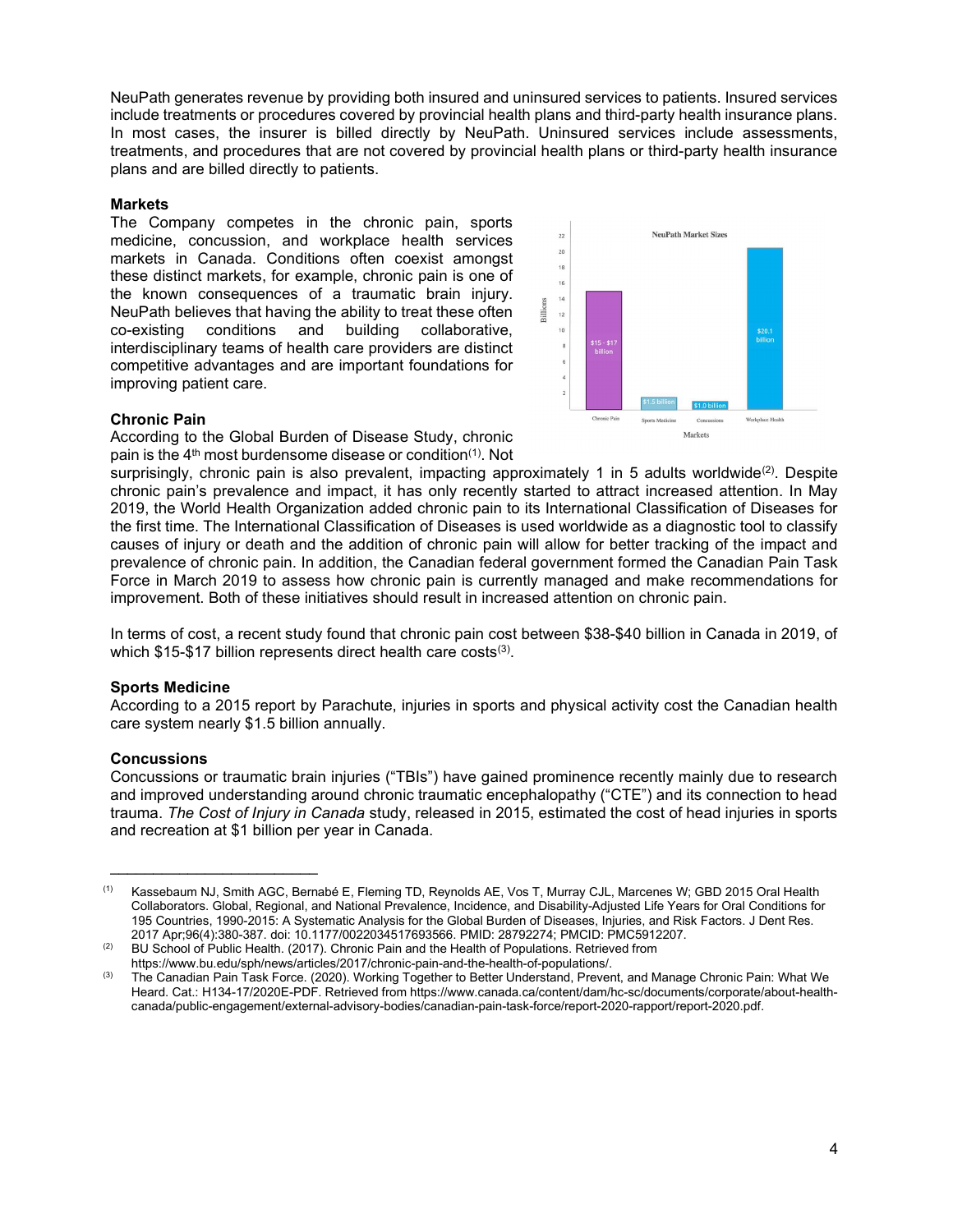NeuPath generates revenue by providing both insured and uninsured services to patients. Insured services include treatments or procedures covered by provincial health plans and third-party health insurance plans. In most cases, the insurer is billed directly by NeuPath. Uninsured services include assessments, treatments, and procedures that are not covered by provincial health plans or third-party health insurance plans and are billed directly to patients.

**Markets**

The Company competes in the chronic pain, sports medicine, concussion, and workplace health services markets in Canada. Conditions often coexist amongst these distinct markets, for example, chronic pain is one of the known consequences of a traumatic brain injury. NeuPath believes that having the ability to treat these often co-existing conditions and building collaborative, interdisciplinary teams of health care providers are distinct competitive advantages and are important foundations for improving patient care.

**Chronic Pain**

According to the Global Burden of Disease Study, chronic pain is the 4th most burdensome disease or condition[1]. Not surprisingly, chronic pain is also prevalent, impacting approximately 1 in 5 adults worldwide[2]. Despite chronic pain's prevalence and impact, it has only recently started to attract increased attention. In May 2019, the World Health Organization added chronic pain to its International Classification of Diseases for the first time. The International Classification of Diseases is used worldwide as a diagnostic tool to classify causes of injury or death and the addition of chronic pain will allow for better tracking of the impact and prevalence of chronic pain. In addition, the Canadian federal government formed the Canadian Pain Task Force in March 2019 to assess how chronic pain is currently managed and make recommendations for improvement. Both of these initiatives should result in increased attention on chronic pain.

In terms of cost, a recent study found that chronic pain cost between $38-$40 billion in Canada in 2019, of which $15-$17 billion represents direct health care costs[3].

**Sports Medicine**

According to a 2015 report by Parachute, injuries in sports and physical activity cost the Canadian health care system nearly $1.5 billion annually.

**Concussions**

Concussions or traumatic brain injuries ("TBIs") have gained prominence recently mainly due to research and improved understanding around chronic traumatic encephalopathy ("CTE") and its connection to head trauma. *The Cost of Injury in Canada* study, released in 2015, estimated the cost of head injuries in sports and recreation at $1 billion per year in Canada.

---

(1) Kassebaum NJ, Smith AGC, Bernabé E, Fleming TD, Reynolds AE, Vos T, Murray CJL, Marcenes W; GBD 2015 Oral Health Collaborators. Global, Regional, and National Prevalence, Incidence, and Disability-Adjusted Life Years for Oral Conditions for 195 Countries, 1990-2015: A Systematic Analysis for the Global Burden of Diseases, Injuries, and Risk Factors. J Dent Res. 2017 Apr;96(4):380-387. doi: 10.1177/0022034517693566. PMID: 28792274; PMCID: PMC5912207.

(2) BU School of Public Health. (2017). Chronic Pain and the Health of Populations. Retrieved from https://www.bu.edu/sph/news/articles/2017/chronic-pain-and-the-health-of-populations/.

(3) The Canadian Pain Task Force. (2020). Working Together to Better Understand, Prevent, and Manage Chronic Pain: What We Heard. Cat.: H134-17/2020E-PDF. Retrieved from https://www.canada.ca/content/dam/hc-sc/documents/corporate/about-health-canada/public-engagement/external-advisory-bodies/canadian-pain-task-force/report-2020-rapport/report-2020.pdf.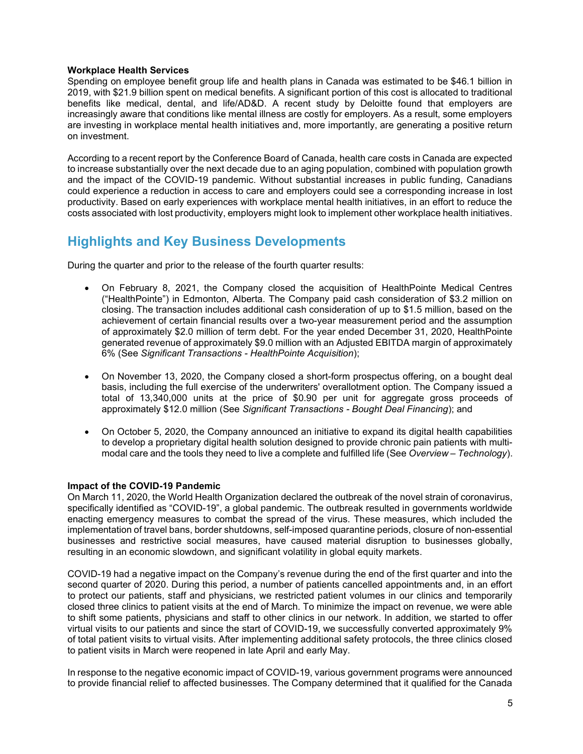**Workplace Health Services**

Spending on employee benefit group life and health plans in Canada was estimated to be $46.1 billion in 2019, with $21.9 billion spent on medical benefits. A significant portion of this cost is allocated to traditional benefits like medical, dental, and life/AD&D. A recent study by Deloitte found that employers are increasingly aware that conditions like mental illness are costly for employers. As a result, some employers are investing in workplace mental health initiatives and, more importantly, are generating a positive return on investment.

According to a recent report by the Conference Board of Canada, health care costs in Canada are expected to increase substantially over the next decade due to an aging population, combined with population growth and the impact of the COVID-19 pandemic. Without substantial increases in public funding, Canadians could experience a reduction in access to care and employers could see a corresponding increase in lost productivity. Based on early experiences with workplace mental health initiatives, in an effort to reduce the costs associated with lost productivity, employers might look to implement other workplace health initiatives.

## Highlights and Key Business Developments

During the quarter and prior to the release of the fourth quarter results:

- On February 8, 2021, the Company closed the acquisition of HealthPointe Medical Centres ("HealthPointe") in Edmonton, Alberta. The Company paid cash consideration of $3.2 million on closing. The transaction includes additional cash consideration of up to $1.5 million, based on the achievement of certain financial results over a two-year measurement period and the assumption of approximately $2.0 million of term debt. For the year ended December 31, 2020, HealthPointe generated revenue of approximately $9.0 million with an Adjusted EBITDA margin of approximately 6% (See *Significant Transactions - HealthPointe Acquisition*);

- On November 13, 2020, the Company closed a short-form prospectus offering, on a bought deal basis, including the full exercise of the underwriters' overallotment option. The Company issued a total of 13,340,000 units at the price of $0.90 per unit for aggregate gross proceeds of approximately $12.0 million (See *Significant Transactions - Bought Deal Financing*); and

- On October 5, 2020, the Company announced an initiative to expand its digital health capabilities to develop a proprietary digital health solution designed to provide chronic pain patients with multi-modal care and the tools they need to live a complete and fulfilled life (See *Overview – Technology*).

**Impact of the COVID-19 Pandemic**

On March 11, 2020, the World Health Organization declared the outbreak of the novel strain of coronavirus, specifically identified as "COVID-19", a global pandemic. The outbreak resulted in governments worldwide enacting emergency measures to combat the spread of the virus. These measures, which included the implementation of travel bans, border shutdowns, self-imposed quarantine periods, closure of non-essential businesses and restrictive social measures, have caused material disruption to businesses globally, resulting in an economic slowdown, and significant volatility in global equity markets.

COVID-19 had a negative impact on the Company's revenue during the end of the first quarter and into the second quarter of 2020. During this period, a number of patients cancelled appointments and, in an effort to protect our patients, staff and physicians, we restricted patient volumes in our clinics and temporarily closed three clinics to patient visits at the end of March. To minimize the impact on revenue, we were able to shift some patients, physicians and staff to other clinics in our network. In addition, we started to offer virtual visits to our patients and since the start of COVID-19, we successfully converted approximately 9% of total patient visits to virtual visits. After implementing additional safety protocols, the three clinics closed to patient visits in March were reopened in late April and early May.

In response to the negative economic impact of COVID-19, various government programs were announced to provide financial relief to affected businesses. The Company determined that it qualified for the Canada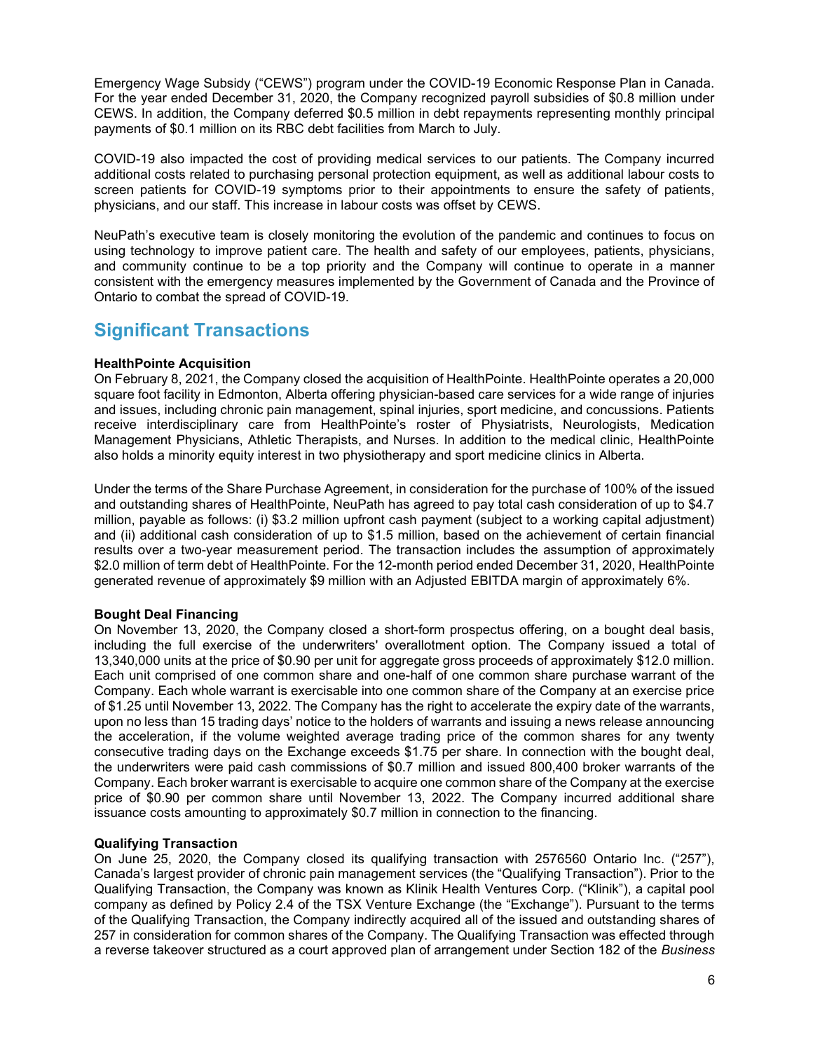Emergency Wage Subsidy ("CEWS") program under the COVID-19 Economic Response Plan in Canada. For the year ended December 31, 2020, the Company recognized payroll subsidies of $0.8 million under CEWS. In addition, the Company deferred $0.5 million in debt repayments representing monthly principal payments of $0.1 million on its RBC debt facilities from March to July.

COVID-19 also impacted the cost of providing medical services to our patients. The Company incurred additional costs related to purchasing personal protection equipment, as well as additional labour costs to screen patients for COVID-19 symptoms prior to their appointments to ensure the safety of patients, physicians, and our staff. This increase in labour costs was offset by CEWS.

NeuPath's executive team is closely monitoring the evolution of the pandemic and continues to focus on using technology to improve patient care. The health and safety of our employees, patients, physicians, and community continue to be a top priority and the Company will continue to operate in a manner consistent with the emergency measures implemented by the Government of Canada and the Province of Ontario to combat the spread of COVID-19.

## Significant Transactions

**HealthPointe Acquisition**

On February 8, 2021, the Company closed the acquisition of HealthPointe. HealthPointe operates a 20,000 square foot facility in Edmonton, Alberta offering physician-based care services for a wide range of injuries and issues, including chronic pain management, spinal injuries, sport medicine, and concussions. Patients receive interdisciplinary care from HealthPointe's roster of Physiatrists, Neurologists, Medication Management Physicians, Athletic Therapists, and Nurses. In addition to the medical clinic, HealthPointe also holds a minority equity interest in two physiotherapy and sport medicine clinics in Alberta.

Under the terms of the Share Purchase Agreement, in consideration for the purchase of 100% of the issued and outstanding shares of HealthPointe, NeuPath has agreed to pay total cash consideration of up to $4.7 million, payable as follows: (i) $3.2 million upfront cash payment (subject to a working capital adjustment) and (ii) additional cash consideration of up to $1.5 million, based on the achievement of certain financial results over a two-year measurement period. The transaction includes the assumption of approximately $2.0 million of term debt of HealthPointe. For the 12-month period ended December 31, 2020, HealthPointe generated revenue of approximately $9 million with an Adjusted EBITDA margin of approximately 6%.

**Bought Deal Financing**

On November 13, 2020, the Company closed a short-form prospectus offering, on a bought deal basis, including the full exercise of the underwriters' overallotment option. The Company issued a total of 13,340,000 units at the price of $0.90 per unit for aggregate gross proceeds of approximately $12.0 million. Each unit comprised of one common share and one-half of one common share purchase warrant of the Company. Each whole warrant is exercisable into one common share of the Company at an exercise price of $1.25 until November 13, 2022. The Company has the right to accelerate the expiry date of the warrants, upon no less than 15 trading days' notice to the holders of warrants and issuing a news release announcing the acceleration, if the volume weighted average trading price of the common shares for any twenty consecutive trading days on the Exchange exceeds $1.75 per share. In connection with the bought deal, the underwriters were paid cash commissions of $0.7 million and issued 800,400 broker warrants of the Company. Each broker warrant is exercisable to acquire one common share of the Company at the exercise price of $0.90 per common share until November 13, 2022. The Company incurred additional share issuance costs amounting to approximately $0.7 million in connection to the financing.

**Qualifying Transaction**

On June 25, 2020, the Company closed its qualifying transaction with 2576560 Ontario Inc. ("257"), Canada's largest provider of chronic pain management services (the "Qualifying Transaction"). Prior to the Qualifying Transaction, the Company was known as Klinik Health Ventures Corp. ("Klinik"), a capital pool company as defined by Policy 2.4 of the TSX Venture Exchange (the "Exchange"). Pursuant to the terms of the Qualifying Transaction, the Company indirectly acquired all of the issued and outstanding shares of 257 in consideration for common shares of the Company. The Qualifying Transaction was effected through a reverse takeover structured as a court approved plan of arrangement under Section 182 of the *Business*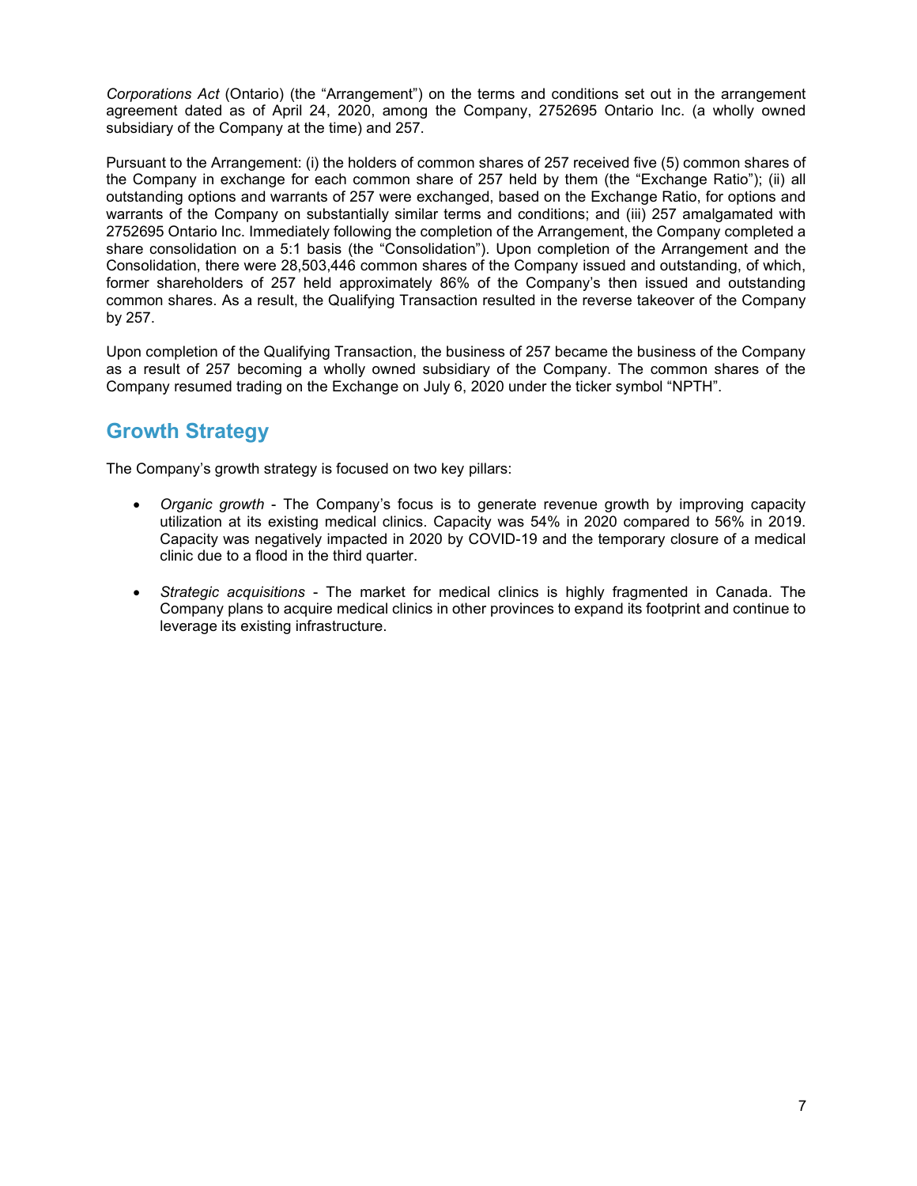*Corporations Act* (Ontario) (the "Arrangement") on the terms and conditions set out in the arrangement agreement dated as of April 24, 2020, among the Company, 2752695 Ontario Inc. (a wholly owned subsidiary of the Company at the time) and 257.

Pursuant to the Arrangement: (i) the holders of common shares of 257 received five (5) common shares of the Company in exchange for each common share of 257 held by them (the "Exchange Ratio"); (ii) all outstanding options and warrants of 257 were exchanged, based on the Exchange Ratio, for options and warrants of the Company on substantially similar terms and conditions; and (iii) 257 amalgamated with 2752695 Ontario Inc. Immediately following the completion of the Arrangement, the Company completed a share consolidation on a 5:1 basis (the "Consolidation"). Upon completion of the Arrangement and the Consolidation, there were 28,503,446 common shares of the Company issued and outstanding, of which, former shareholders of 257 held approximately 86% of the Company's then issued and outstanding common shares. As a result, the Qualifying Transaction resulted in the reverse takeover of the Company by 257.

Upon completion of the Qualifying Transaction, the business of 257 became the business of the Company as a result of 257 becoming a wholly owned subsidiary of the Company. The common shares of the Company resumed trading on the Exchange on July 6, 2020 under the ticker symbol "NPTH".

## Growth Strategy

The Company's growth strategy is focused on two key pillars:

- *Organic growth* - The Company's focus is to generate revenue growth by improving capacity utilization at its existing medical clinics. Capacity was 54% in 2020 compared to 56% in 2019. Capacity was negatively impacted in 2020 by COVID-19 and the temporary closure of a medical clinic due to a flood in the third quarter.

- *Strategic acquisitions* - The market for medical clinics is highly fragmented in Canada. The Company plans to acquire medical clinics in other provinces to expand its footprint and continue to leverage its existing infrastructure.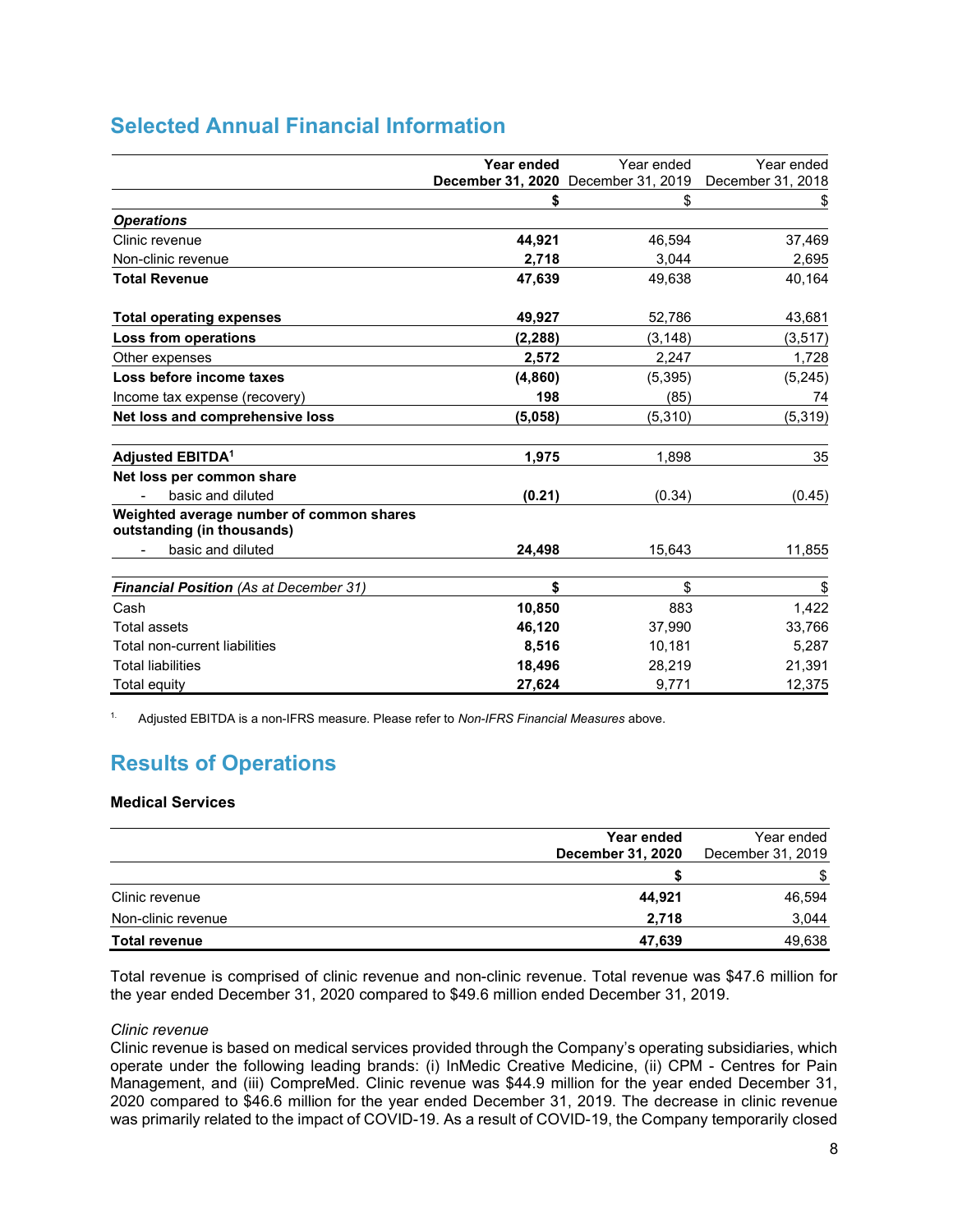## Selected Annual Financial Information

| | Year ended December 31, 2020 | Year ended December 31, 2019 | Year ended December 31, 2018 |
|---|---|---|---|
| | **$** | $ | $ |
| ***Operations*** | | | |
| Clinic revenue | **44,921** | 46,594 | 37,469 |
| Non-clinic revenue | **2,718** | 3,044 | 2,695 |
| **Total Revenue** | **47,639** | 49,638 | 40,164 |
| | | | |
| **Total operating expenses** | **49,927** | 52,786 | 43,681 |
| **Loss from operations** | **(2,288)** | (3,148) | (3,517) |
| Other expenses | **2,572** | 2,247 | 1,728 |
| **Loss before income taxes** | **(4,860)** | (5,395) | (5,245) |
| Income tax expense (recovery) | **198** | (85) | 74 |
| **Net loss and comprehensive loss** | **(5,058)** | (5,310) | (5,319) |
| | | | |
| **Adjusted EBITDA[1]** | **1,975** | 1,898 | 35 |
| **Net loss per common share** | | | |
| - basic and diluted | **(0.21)** | (0.34) | (0.45) |
| **Weighted average number of common shares outstanding (in thousands)** | | | |
| - basic and diluted | **24,498** | 15,643 | 11,855 |
| | | | |
| ***Financial Position*** *(As at December 31)* | **$** | $ | $ |
| Cash | **10,850** | 883 | 1,422 |
| Total assets | **46,120** | 37,990 | 33,766 |
| Total non-current liabilities | **8,516** | 10,181 | 5,287 |
| Total liabilities | **18,496** | 28,219 | 21,391 |
| Total equity | **27,624** | 9,771 | 12,375 |

1. Adjusted EBITDA is a non-IFRS measure. Please refer to *Non-IFRS Financial Measures* above.

## Results of Operations

### Medical Services

| | Year ended December 31, 2020 | Year ended December 31, 2019 |
|---|---|---|
| | **$** | $ |
| Clinic revenue | **44,921** | 46,594 |
| Non-clinic revenue | **2,718** | 3,044 |
| **Total revenue** | **47,639** | 49,638 |

Total revenue is comprised of clinic revenue and non-clinic revenue. Total revenue was $47.6 million for the year ended December 31, 2020 compared to $49.6 million ended December 31, 2019.

*Clinic revenue*

Clinic revenue is based on medical services provided through the Company's operating subsidiaries, which operate under the following leading brands: (i) InMedic Creative Medicine, (ii) CPM - Centres for Pain Management, and (iii) CompreMed. Clinic revenue was $44.9 million for the year ended December 31, 2020 compared to $46.6 million for the year ended December 31, 2019. The decrease in clinic revenue was primarily related to the impact of COVID-19. As a result of COVID-19, the Company temporarily closed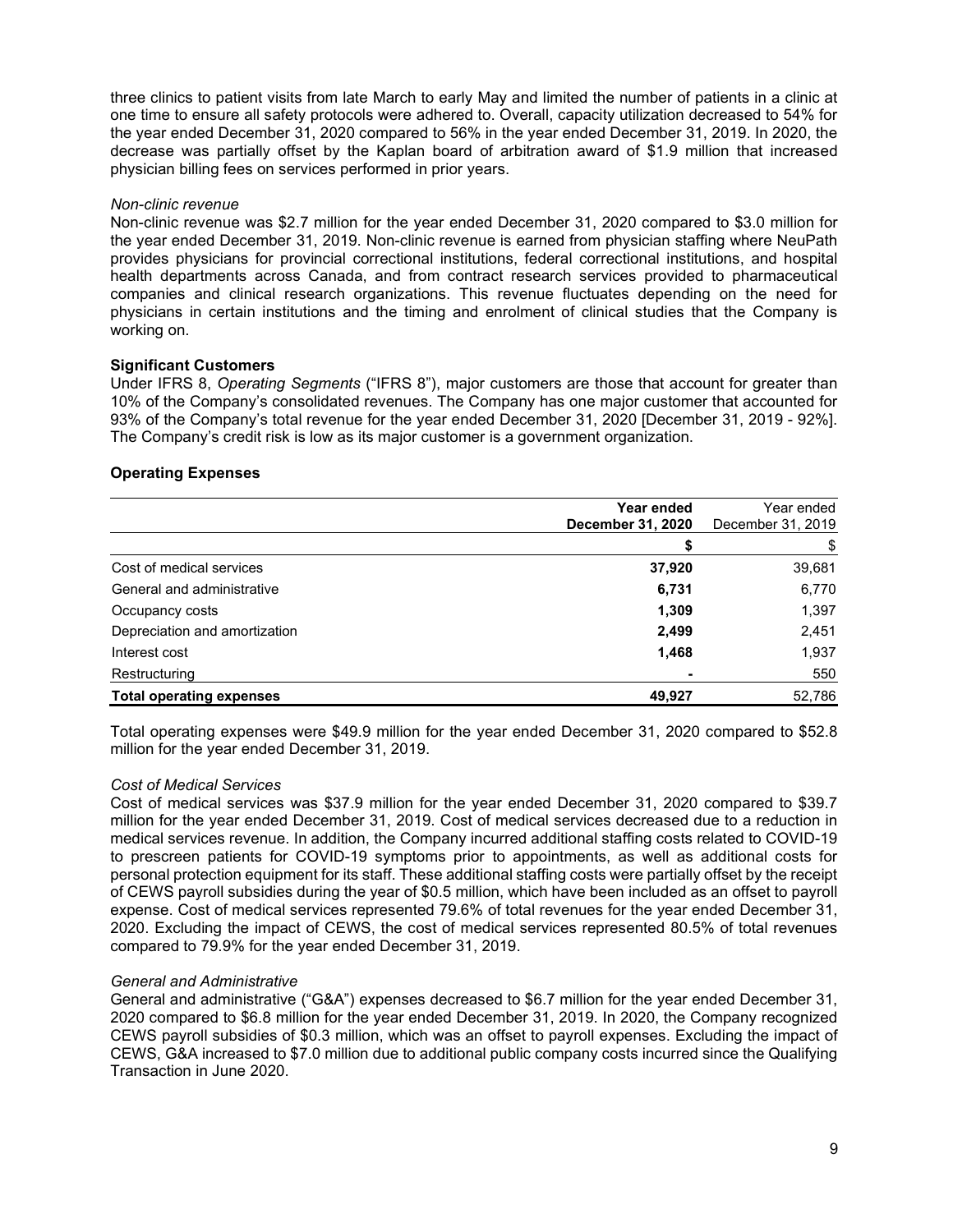three clinics to patient visits from late March to early May and limited the number of patients in a clinic at one time to ensure all safety protocols were adhered to. Overall, capacity utilization decreased to 54% for the year ended December 31, 2020 compared to 56% in the year ended December 31, 2019. In 2020, the decrease was partially offset by the Kaplan board of arbitration award of $1.9 million that increased physician billing fees on services performed in prior years.

*Non-clinic revenue*

Non-clinic revenue was $2.7 million for the year ended December 31, 2020 compared to $3.0 million for the year ended December 31, 2019. Non-clinic revenue is earned from physician staffing where NeuPath provides physicians for provincial correctional institutions, federal correctional institutions, and hospital health departments across Canada, and from contract research services provided to pharmaceutical companies and clinical research organizations. This revenue fluctuates depending on the need for physicians in certain institutions and the timing and enrolment of clinical studies that the Company is working on.

**Significant Customers**

Under IFRS 8, *Operating Segments* ("IFRS 8"), major customers are those that account for greater than 10% of the Company's consolidated revenues. The Company has one major customer that accounted for 93% of the Company's total revenue for the year ended December 31, 2020 [December 31, 2019 - 92%]. The Company's credit risk is low as its major customer is a government organization.

## Operating Expenses

| | **Year ended December 31, 2020** | Year ended December 31, 2019 |
|---|---|---|
| | **$** | $ |
| Cost of medical services | **37,920** | 39,681 |
| General and administrative | **6,731** | 6,770 |
| Occupancy costs | **1,309** | 1,397 |
| Depreciation and amortization | **2,499** | 2,451 |
| Interest cost | **1,468** | 1,937 |
| Restructuring | **-** | 550 |
| **Total operating expenses** | **49,927** | 52,786 |

Total operating expenses were $49.9 million for the year ended December 31, 2020 compared to $52.8 million for the year ended December 31, 2019.

*Cost of Medical Services*

Cost of medical services was $37.9 million for the year ended December 31, 2020 compared to $39.7 million for the year ended December 31, 2019. Cost of medical services decreased due to a reduction in medical services revenue. In addition, the Company incurred additional staffing costs related to COVID-19 to prescreen patients for COVID-19 symptoms prior to appointments, as well as additional costs for personal protection equipment for its staff. These additional staffing costs were partially offset by the receipt of CEWS payroll subsidies during the year of $0.5 million, which have been included as an offset to payroll expense. Cost of medical services represented 79.6% of total revenues for the year ended December 31, 2020. Excluding the impact of CEWS, the cost of medical services represented 80.5% of total revenues compared to 79.9% for the year ended December 31, 2019.

*General and Administrative*

General and administrative ("G&A") expenses decreased to $6.7 million for the year ended December 31, 2020 compared to $6.8 million for the year ended December 31, 2019. In 2020, the Company recognized CEWS payroll subsidies of $0.3 million, which was an offset to payroll expenses. Excluding the impact of CEWS, G&A increased to $7.0 million due to additional public company costs incurred since the Qualifying Transaction in June 2020.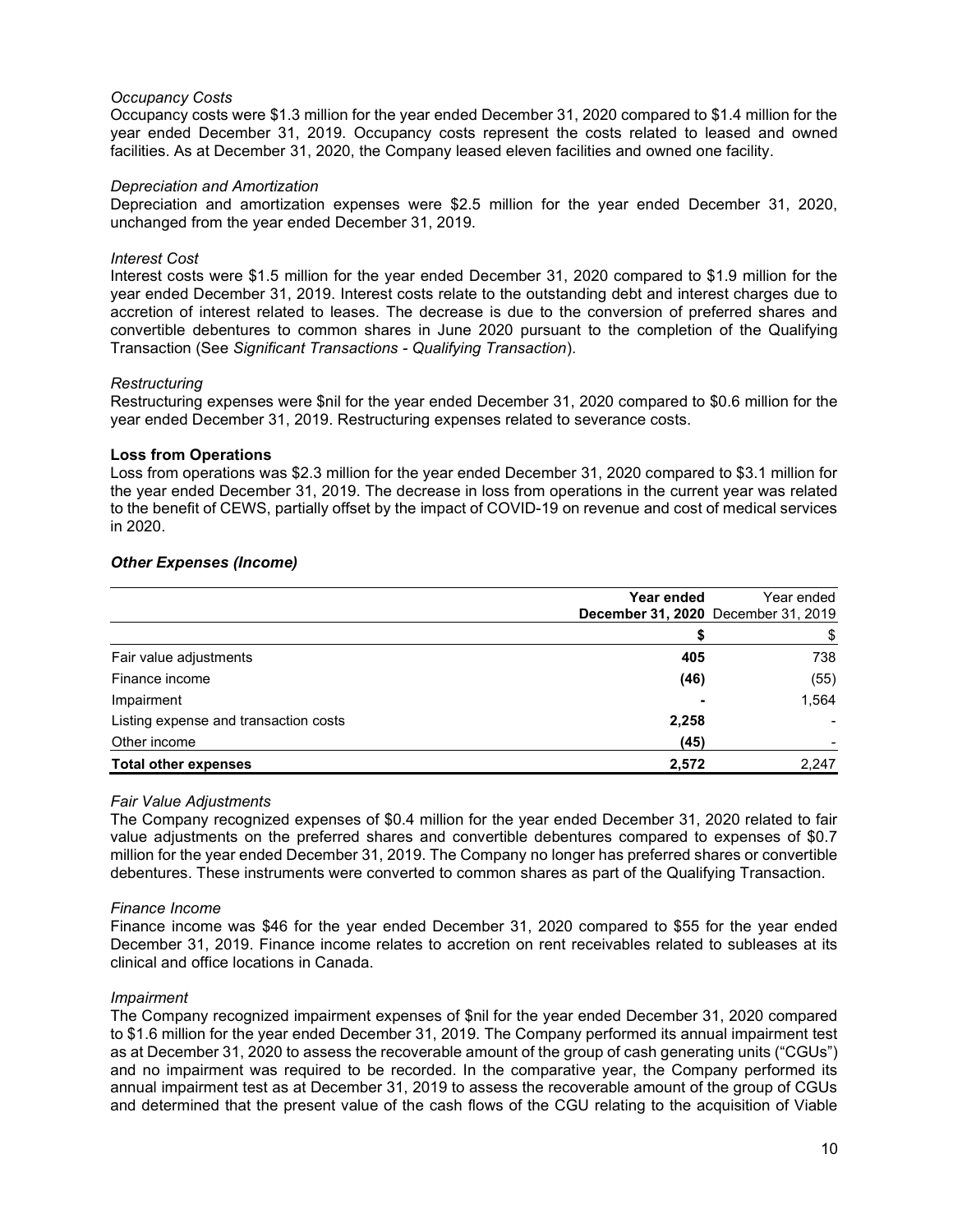*Occupancy Costs*
Occupancy costs were $1.3 million for the year ended December 31, 2020 compared to $1.4 million for the year ended December 31, 2019. Occupancy costs represent the costs related to leased and owned facilities. As at December 31, 2020, the Company leased eleven facilities and owned one facility.

*Depreciation and Amortization*
Depreciation and amortization expenses were $2.5 million for the year ended December 31, 2020, unchanged from the year ended December 31, 2019.

*Interest Cost*
Interest costs were $1.5 million for the year ended December 31, 2020 compared to $1.9 million for the year ended December 31, 2019. Interest costs relate to the outstanding debt and interest charges due to accretion of interest related to leases. The decrease is due to the conversion of preferred shares and convertible debentures to common shares in June 2020 pursuant to the completion of the Qualifying Transaction (See *Significant Transactions - Qualifying Transaction*).

*Restructuring*
Restructuring expenses were $nil for the year ended December 31, 2020 compared to $0.6 million for the year ended December 31, 2019. Restructuring expenses related to severance costs.

**Loss from Operations**
Loss from operations was $2.3 million for the year ended December 31, 2020 compared to $3.1 million for the year ended December 31, 2019. The decrease in loss from operations in the current year was related to the benefit of CEWS, partially offset by the impact of COVID-19 on revenue and cost of medical services in 2020.

***Other Expenses (Income)***

| | **Year ended December 31, 2020** | Year ended December 31, 2019 |
|---|---|---|
| | **$** | $ |
| Fair value adjustments | **405** | 738 |
| Finance income | **(46)** | (55) |
| Impairment | **-** | 1,564 |
| Listing expense and transaction costs | **2,258** | - |
| Other income | **(45)** | - |
| **Total other expenses** | **2,572** | 2,247 |

*Fair Value Adjustments*
The Company recognized expenses of $0.4 million for the year ended December 31, 2020 related to fair value adjustments on the preferred shares and convertible debentures compared to expenses of $0.7 million for the year ended December 31, 2019. The Company no longer has preferred shares or convertible debentures. These instruments were converted to common shares as part of the Qualifying Transaction.

*Finance Income*
Finance income was $46 for the year ended December 31, 2020 compared to $55 for the year ended December 31, 2019. Finance income relates to accretion on rent receivables related to subleases at its clinical and office locations in Canada.

*Impairment*
The Company recognized impairment expenses of $nil for the year ended December 31, 2020 compared to $1.6 million for the year ended December 31, 2019. The Company performed its annual impairment test as at December 31, 2020 to assess the recoverable amount of the group of cash generating units ("CGUs") and no impairment was required to be recorded. In the comparative year, the Company performed its annual impairment test as at December 31, 2019 to assess the recoverable amount of the group of CGUs and determined that the present value of the cash flows of the CGU relating to the acquisition of Viable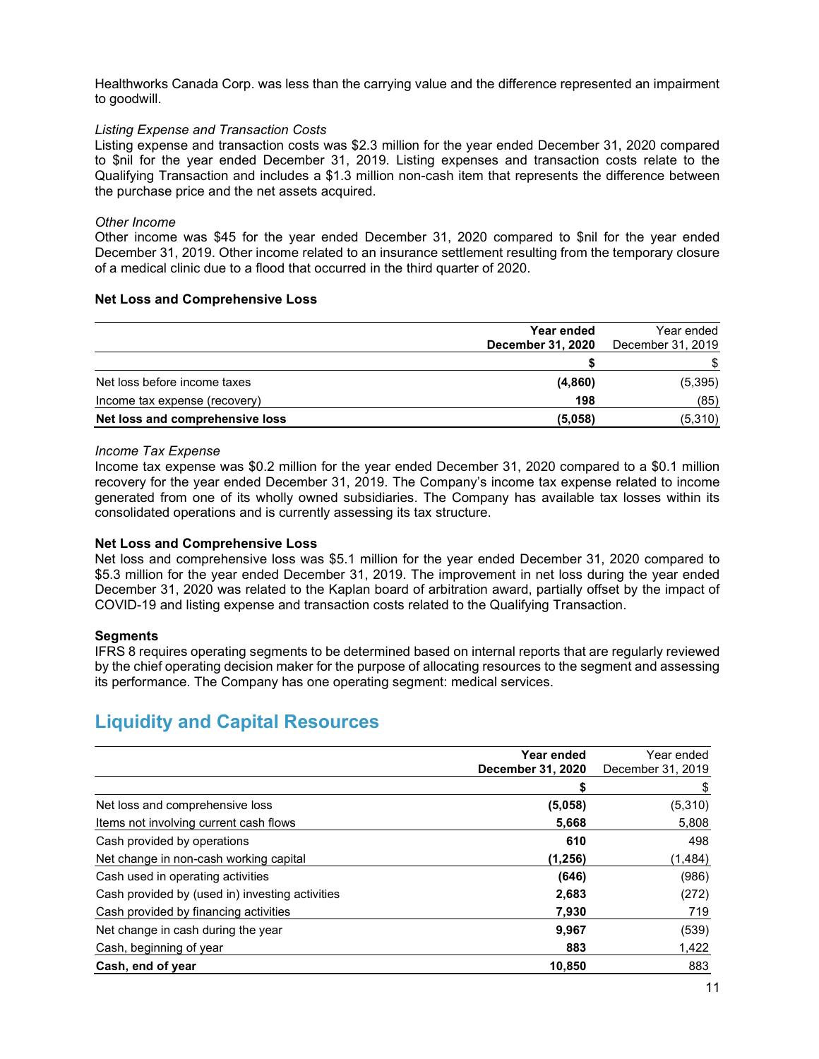Healthworks Canada Corp. was less than the carrying value and the difference represented an impairment to goodwill.

*Listing Expense and Transaction Costs*

Listing expense and transaction costs was $2.3 million for the year ended December 31, 2020 compared to $nil for the year ended December 31, 2019. Listing expenses and transaction costs relate to the Qualifying Transaction and includes a $1.3 million non-cash item that represents the difference between the purchase price and the net assets acquired.

*Other Income*

Other income was $45 for the year ended December 31, 2020 compared to $nil for the year ended December 31, 2019. Other income related to an insurance settlement resulting from the temporary closure of a medical clinic due to a flood that occurred in the third quarter of 2020.

**Net Loss and Comprehensive Loss**

| | **Year ended December 31, 2020** | Year ended December 31, 2019 |
|---|---|---|
| | **$** | $ |
| Net loss before income taxes | **(4,860)** | (5,395) |
| Income tax expense (recovery) | **198** | (85) |
| **Net loss and comprehensive loss** | **(5,058)** | (5,310) |

*Income Tax Expense*

Income tax expense was $0.2 million for the year ended December 31, 2020 compared to a $0.1 million recovery for the year ended December 31, 2019. The Company's income tax expense related to income generated from one of its wholly owned subsidiaries. The Company has available tax losses within its consolidated operations and is currently assessing its tax structure.

**Net Loss and Comprehensive Loss**

Net loss and comprehensive loss was $5.1 million for the year ended December 31, 2020 compared to $5.3 million for the year ended December 31, 2019. The improvement in net loss during the year ended December 31, 2020 was related to the Kaplan board of arbitration award, partially offset by the impact of COVID-19 and listing expense and transaction costs related to the Qualifying Transaction.

**Segments**

IFRS 8 requires operating segments to be determined based on internal reports that are regularly reviewed by the chief operating decision maker for the purpose of allocating resources to the segment and assessing its performance. The Company has one operating segment: medical services.

## Liquidity and Capital Resources

| | **Year ended December 31, 2020** | Year ended December 31, 2019 |
|---|---|---|
| | **$** | $ |
| Net loss and comprehensive loss | **(5,058)** | (5,310) |
| Items not involving current cash flows | **5,668** | 5,808 |
| Cash provided by operations | **610** | 498 |
| Net change in non-cash working capital | **(1,256)** | (1,484) |
| Cash used in operating activities | **(646)** | (986) |
| Cash provided by (used in) investing activities | **2,683** | (272) |
| Cash provided by financing activities | **7,930** | 719 |
| Net change in cash during the year | **9,967** | (539) |
| Cash, beginning of year | **883** | 1,422 |
| **Cash, end of year** | **10,850** | 883 |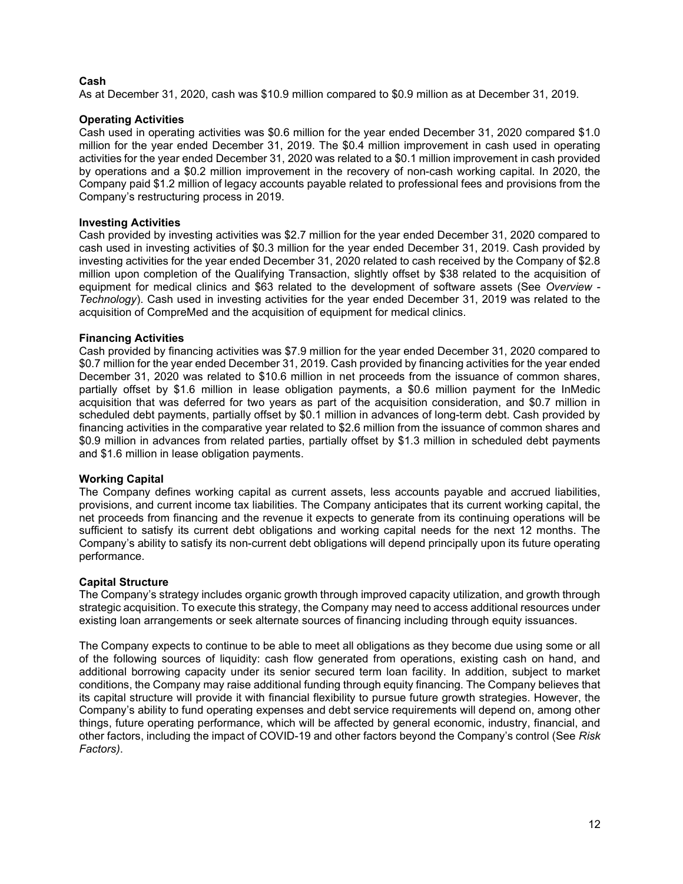**Cash**
As at December 31, 2020, cash was $10.9 million compared to $0.9 million as at December 31, 2019.

**Operating Activities**
Cash used in operating activities was $0.6 million for the year ended December 31, 2020 compared $1.0 million for the year ended December 31, 2019. The $0.4 million improvement in cash used in operating activities for the year ended December 31, 2020 was related to a $0.1 million improvement in cash provided by operations and a $0.2 million improvement in the recovery of non-cash working capital. In 2020, the Company paid $1.2 million of legacy accounts payable related to professional fees and provisions from the Company's restructuring process in 2019.

**Investing Activities**
Cash provided by investing activities was $2.7 million for the year ended December 31, 2020 compared to cash used in investing activities of $0.3 million for the year ended December 31, 2019. Cash provided by investing activities for the year ended December 31, 2020 related to cash received by the Company of $2.8 million upon completion of the Qualifying Transaction, slightly offset by $38 related to the acquisition of equipment for medical clinics and $63 related to the development of software assets (See *Overview - Technology*). Cash used in investing activities for the year ended December 31, 2019 was related to the acquisition of CompreMed and the acquisition of equipment for medical clinics.

**Financing Activities**
Cash provided by financing activities was $7.9 million for the year ended December 31, 2020 compared to $0.7 million for the year ended December 31, 2019. Cash provided by financing activities for the year ended December 31, 2020 was related to $10.6 million in net proceeds from the issuance of common shares, partially offset by $1.6 million in lease obligation payments, a $0.6 million payment for the InMedic acquisition that was deferred for two years as part of the acquisition consideration, and $0.7 million in scheduled debt payments, partially offset by $0.1 million in advances of long-term debt. Cash provided by financing activities in the comparative year related to $2.6 million from the issuance of common shares and $0.9 million in advances from related parties, partially offset by $1.3 million in scheduled debt payments and $1.6 million in lease obligation payments.

**Working Capital**
The Company defines working capital as current assets, less accounts payable and accrued liabilities, provisions, and current income tax liabilities. The Company anticipates that its current working capital, the net proceeds from financing and the revenue it expects to generate from its continuing operations will be sufficient to satisfy its current debt obligations and working capital needs for the next 12 months. The Company's ability to satisfy its non-current debt obligations will depend principally upon its future operating performance.

**Capital Structure**
The Company's strategy includes organic growth through improved capacity utilization, and growth through strategic acquisition. To execute this strategy, the Company may need to access additional resources under existing loan arrangements or seek alternate sources of financing including through equity issuances.

The Company expects to continue to be able to meet all obligations as they become due using some or all of the following sources of liquidity: cash flow generated from operations, existing cash on hand, and additional borrowing capacity under its senior secured term loan facility. In addition, subject to market conditions, the Company may raise additional funding through equity financing. The Company believes that its capital structure will provide it with financial flexibility to pursue future growth strategies. However, the Company's ability to fund operating expenses and debt service requirements will depend on, among other things, future operating performance, which will be affected by general economic, industry, financial, and other factors, including the impact of COVID-19 and other factors beyond the Company's control (See *Risk Factors)*.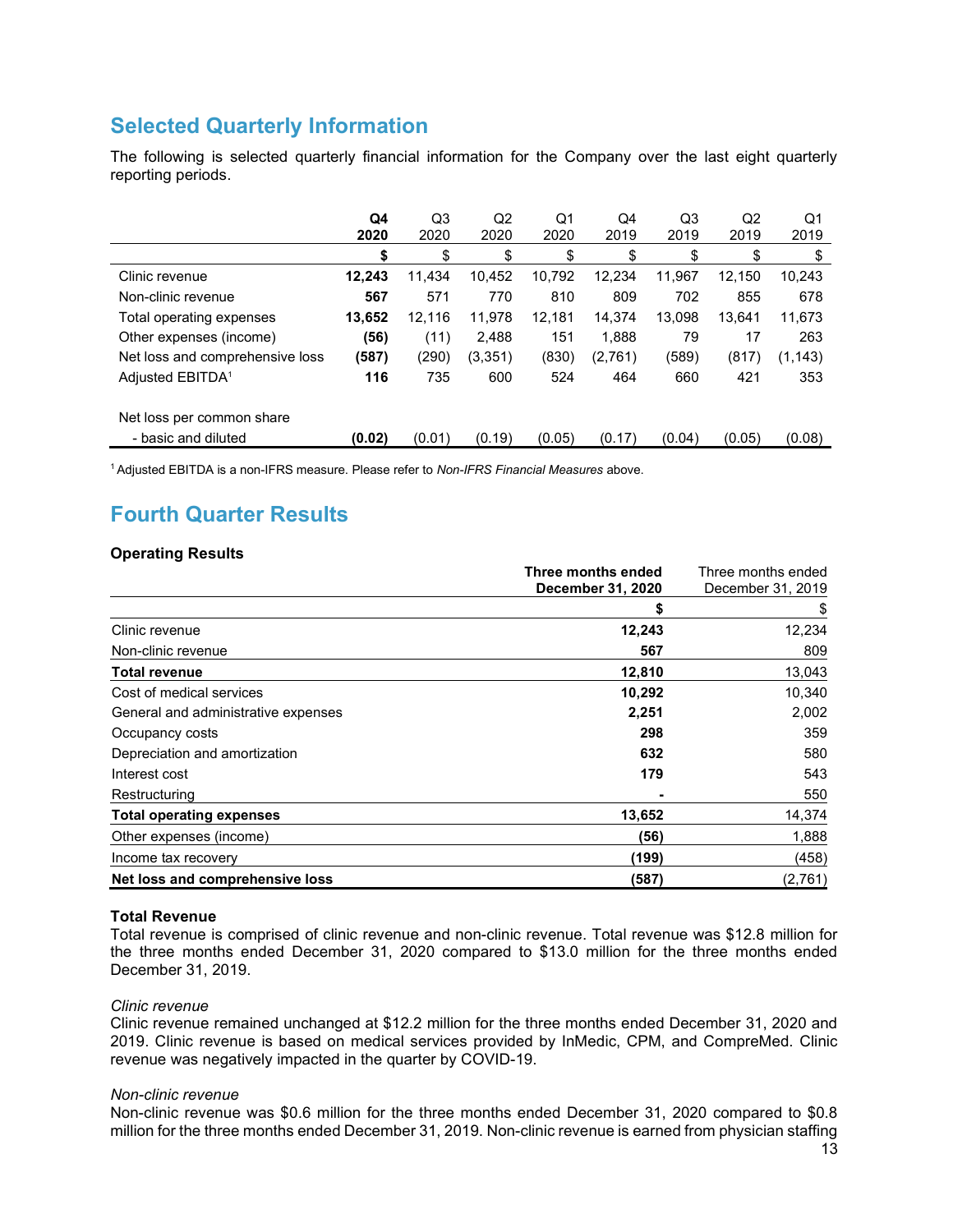## Selected Quarterly Information

The following is selected quarterly financial information for the Company over the last eight quarterly reporting periods.

| | **Q4 2020** | Q3 2020 | Q2 2020 | Q1 2020 | Q4 2019 | Q3 2019 | Q2 2019 | Q1 2019 |
|---|---|---|---|---|---|---|---|---|
| | **$** | $ | $ | $ | $ | $ | $ | $ |
| Clinic revenue | **12,243** | 11,434 | 10,452 | 10,792 | 12,234 | 11,967 | 12,150 | 10,243 |
| Non-clinic revenue | **567** | 571 | 770 | 810 | 809 | 702 | 855 | 678 |
| Total operating expenses | **13,652** | 12,116 | 11,978 | 12,181 | 14,374 | 13,098 | 13,641 | 11,673 |
| Other expenses (income) | **(56)** | (11) | 2,488 | 151 | 1,888 | 79 | 17 | 263 |
| Net loss and comprehensive loss | **(587)** | (290) | (3,351) | (830) | (2,761) | (589) | (817) | (1,143) |
| Adjusted EBITDA[1] | **116** | 735 | 600 | 524 | 464 | 660 | 421 | 353 |
| Net loss per common share | | | | | | | | |
| - basic and diluted | **(0.02)** | (0.01) | (0.19) | (0.05) | (0.17) | (0.04) | (0.05) | (0.08) |

[1] Adjusted EBITDA is a non-IFRS measure. Please refer to *Non-IFRS Financial Measures* above.

## Fourth Quarter Results

**Operating Results**

| | **Three months ended December 31, 2020** | Three months ended December 31, 2019 |
|---|---|---|
| | **$** | $ |
| Clinic revenue | **12,243** | 12,234 |
| Non-clinic revenue | **567** | 809 |
| **Total revenue** | **12,810** | 13,043 |
| Cost of medical services | **10,292** | 10,340 |
| General and administrative expenses | **2,251** | 2,002 |
| Occupancy costs | **298** | 359 |
| Depreciation and amortization | **632** | 580 |
| Interest cost | **179** | 543 |
| Restructuring | **-** | 550 |
| **Total operating expenses** | **13,652** | 14,374 |
| Other expenses (income) | **(56)** | 1,888 |
| Income tax recovery | **(199)** | (458) |
| **Net loss and comprehensive loss** | **(587)** | (2,761) |

**Total Revenue**

Total revenue is comprised of clinic revenue and non-clinic revenue. Total revenue was $12.8 million for the three months ended December 31, 2020 compared to $13.0 million for the three months ended December 31, 2019.

*Clinic revenue*

Clinic revenue remained unchanged at $12.2 million for the three months ended December 31, 2020 and 2019. Clinic revenue is based on medical services provided by InMedic, CPM, and CompreMed. Clinic revenue was negatively impacted in the quarter by COVID-19.

*Non-clinic revenue*

Non-clinic revenue was $0.6 million for the three months ended December 31, 2020 compared to $0.8 million for the three months ended December 31, 2019. Non-clinic revenue is earned from physician staffing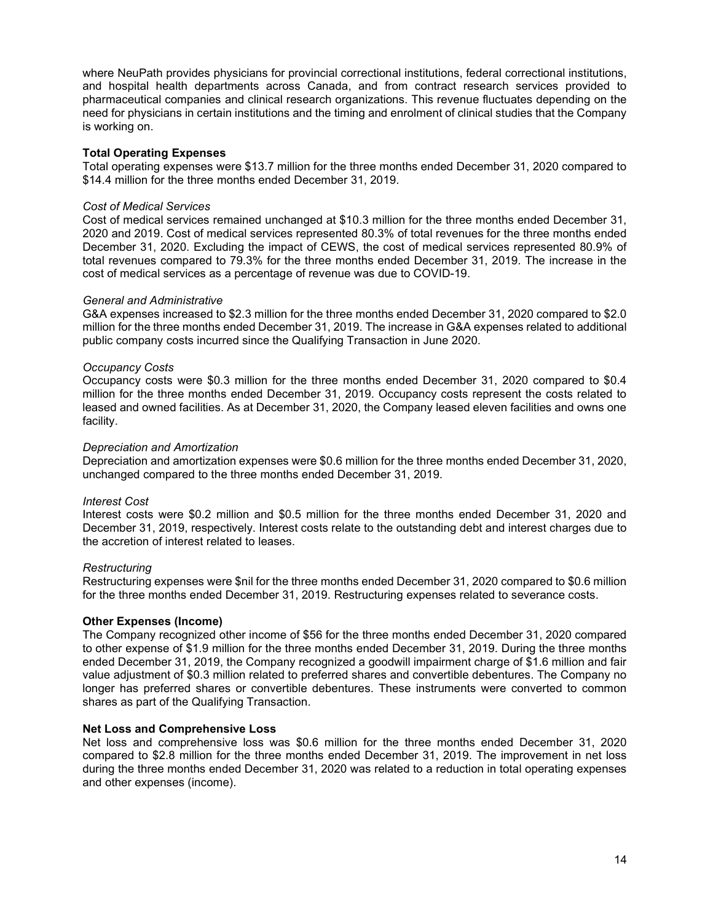where NeuPath provides physicians for provincial correctional institutions, federal correctional institutions, and hospital health departments across Canada, and from contract research services provided to pharmaceutical companies and clinical research organizations. This revenue fluctuates depending on the need for physicians in certain institutions and the timing and enrolment of clinical studies that the Company is working on.

**Total Operating Expenses**

Total operating expenses were $13.7 million for the three months ended December 31, 2020 compared to $14.4 million for the three months ended December 31, 2019.

*Cost of Medical Services*

Cost of medical services remained unchanged at $10.3 million for the three months ended December 31, 2020 and 2019. Cost of medical services represented 80.3% of total revenues for the three months ended December 31, 2020. Excluding the impact of CEWS, the cost of medical services represented 80.9% of total revenues compared to 79.3% for the three months ended December 31, 2019. The increase in the cost of medical services as a percentage of revenue was due to COVID-19.

*General and Administrative*

G&A expenses increased to $2.3 million for the three months ended December 31, 2020 compared to $2.0 million for the three months ended December 31, 2019. The increase in G&A expenses related to additional public company costs incurred since the Qualifying Transaction in June 2020.

*Occupancy Costs*

Occupancy costs were $0.3 million for the three months ended December 31, 2020 compared to $0.4 million for the three months ended December 31, 2019. Occupancy costs represent the costs related to leased and owned facilities. As at December 31, 2020, the Company leased eleven facilities and owns one facility.

*Depreciation and Amortization*

Depreciation and amortization expenses were $0.6 million for the three months ended December 31, 2020, unchanged compared to the three months ended December 31, 2019.

*Interest Cost*

Interest costs were $0.2 million and $0.5 million for the three months ended December 31, 2020 and December 31, 2019, respectively. Interest costs relate to the outstanding debt and interest charges due to the accretion of interest related to leases.

*Restructuring*

Restructuring expenses were $nil for the three months ended December 31, 2020 compared to $0.6 million for the three months ended December 31, 2019. Restructuring expenses related to severance costs.

**Other Expenses (Income)**

The Company recognized other income of $56 for the three months ended December 31, 2020 compared to other expense of $1.9 million for the three months ended December 31, 2019. During the three months ended December 31, 2019, the Company recognized a goodwill impairment charge of $1.6 million and fair value adjustment of $0.3 million related to preferred shares and convertible debentures. The Company no longer has preferred shares or convertible debentures. These instruments were converted to common shares as part of the Qualifying Transaction.

**Net Loss and Comprehensive Loss**

Net loss and comprehensive loss was $0.6 million for the three months ended December 31, 2020 compared to $2.8 million for the three months ended December 31, 2019. The improvement in net loss during the three months ended December 31, 2020 was related to a reduction in total operating expenses and other expenses (income).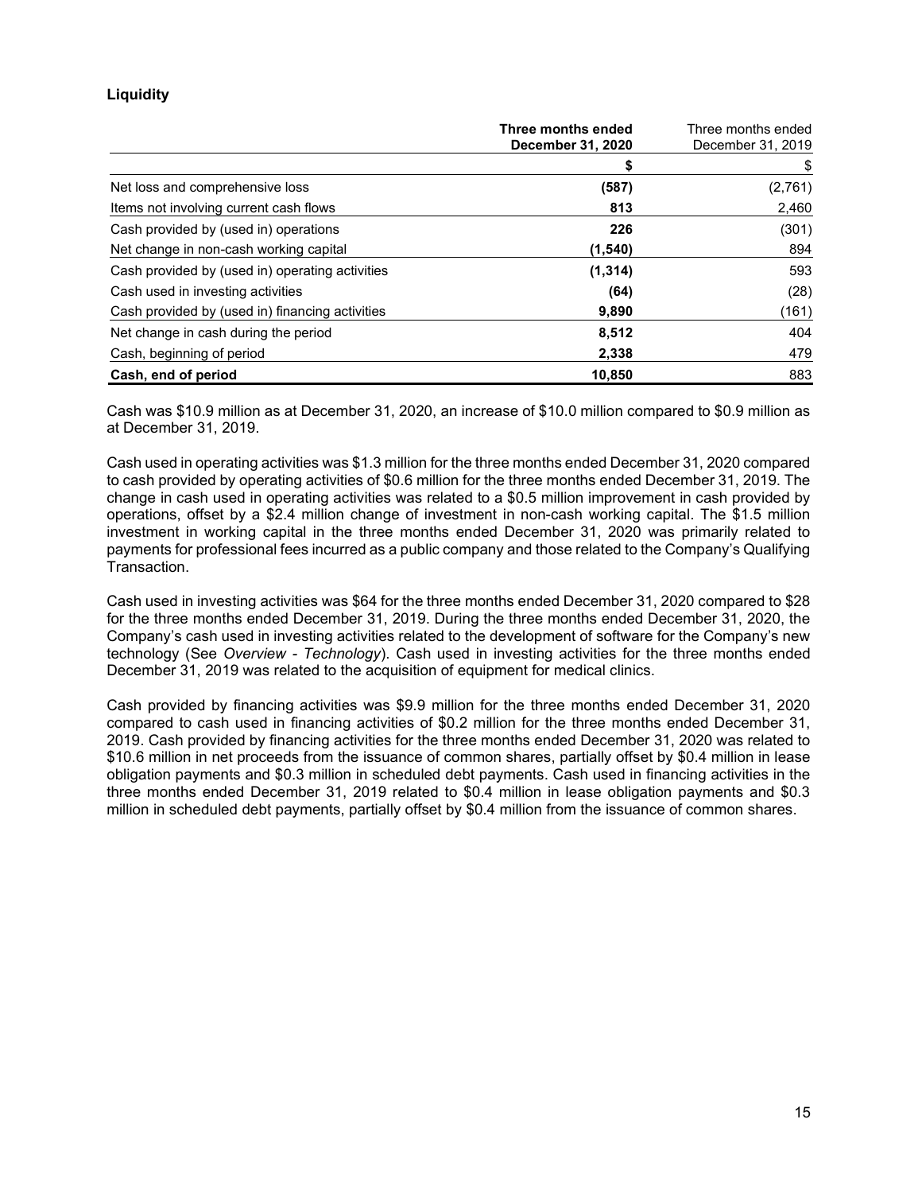## Liquidity

| | **Three months ended December 31, 2020** | Three months ended December 31, 2019 |
|---|---|---|
| | **$** | $ |
| Net loss and comprehensive loss | **(587)** | (2,761) |
| Items not involving current cash flows | **813** | 2,460 |
| Cash provided by (used in) operations | **226** | (301) |
| Net change in non-cash working capital | **(1,540)** | 894 |
| Cash provided by (used in) operating activities | **(1,314)** | 593 |
| Cash used in investing activities | **(64)** | (28) |
| Cash provided by (used in) financing activities | **9,890** | (161) |
| Net change in cash during the period | **8,512** | 404 |
| Cash, beginning of period | **2,338** | 479 |
| **Cash, end of period** | **10,850** | 883 |

Cash was $10.9 million as at December 31, 2020, an increase of $10.0 million compared to $0.9 million as at December 31, 2019.

Cash used in operating activities was $1.3 million for the three months ended December 31, 2020 compared to cash provided by operating activities of $0.6 million for the three months ended December 31, 2019. The change in cash used in operating activities was related to a $0.5 million improvement in cash provided by operations, offset by a $2.4 million change of investment in non-cash working capital. The $1.5 million investment in working capital in the three months ended December 31, 2020 was primarily related to payments for professional fees incurred as a public company and those related to the Company's Qualifying Transaction.

Cash used in investing activities was $64 for the three months ended December 31, 2020 compared to $28 for the three months ended December 31, 2019. During the three months ended December 31, 2020, the Company's cash used in investing activities related to the development of software for the Company's new technology (See *Overview - Technology*). Cash used in investing activities for the three months ended December 31, 2019 was related to the acquisition of equipment for medical clinics.

Cash provided by financing activities was $9.9 million for the three months ended December 31, 2020 compared to cash used in financing activities of $0.2 million for the three months ended December 31, 2019. Cash provided by financing activities for the three months ended December 31, 2020 was related to $10.6 million in net proceeds from the issuance of common shares, partially offset by $0.4 million in lease obligation payments and $0.3 million in scheduled debt payments. Cash used in financing activities in the three months ended December 31, 2019 related to $0.4 million in lease obligation payments and $0.3 million in scheduled debt payments, partially offset by $0.4 million from the issuance of common shares.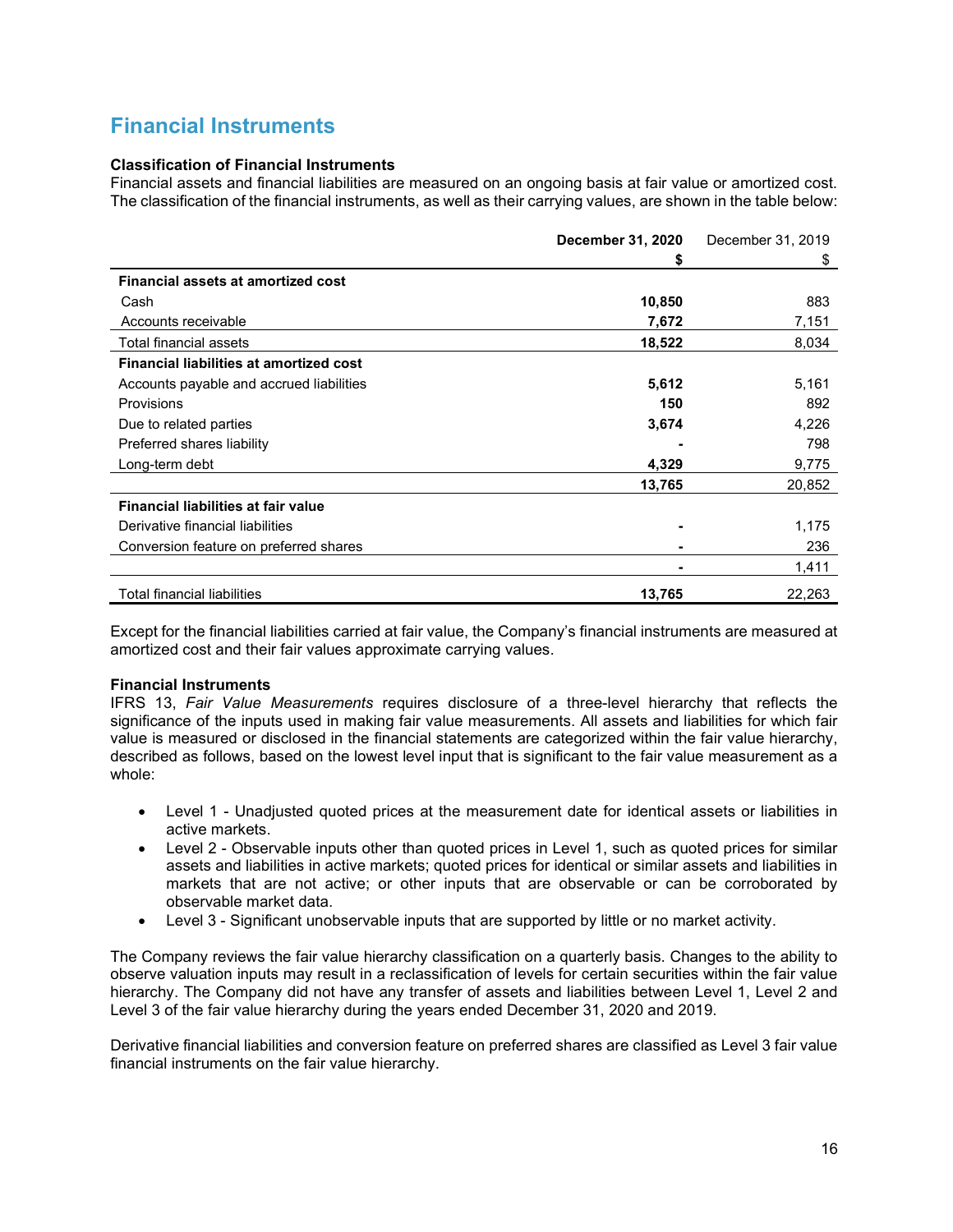## Financial Instruments

**Classification of Financial Instruments**
Financial assets and financial liabilities are measured on an ongoing basis at fair value or amortized cost. The classification of the financial instruments, as well as their carrying values, are shown in the table below:

| | **December 31, 2020** | December 31, 2019 |
|---|---|---|
| | **$** | $ |
| **Financial assets at amortized cost** | | |
| Cash | **10,850** | 883 |
| Accounts receivable | **7,672** | 7,151 |
| Total financial assets | **18,522** | 8,034 |
| **Financial liabilities at amortized cost** | | |
| Accounts payable and accrued liabilities | **5,612** | 5,161 |
| Provisions | **150** | 892 |
| Due to related parties | **3,674** | 4,226 |
| Preferred shares liability | **-** | 798 |
| Long-term debt | **4,329** | 9,775 |
| | **13,765** | 20,852 |
| **Financial liabilities at fair value** | | |
| Derivative financial liabilities | **-** | 1,175 |
| Conversion feature on preferred shares | **-** | 236 |
| | **-** | 1,411 |
| Total financial liabilities | **13,765** | 22,263 |

Except for the financial liabilities carried at fair value, the Company's financial instruments are measured at amortized cost and their fair values approximate carrying values.

**Financial Instruments**
IFRS 13, *Fair Value Measurements* requires disclosure of a three-level hierarchy that reflects the significance of the inputs used in making fair value measurements. All assets and liabilities for which fair value is measured or disclosed in the financial statements are categorized within the fair value hierarchy, described as follows, based on the lowest level input that is significant to the fair value measurement as a whole:

- Level 1 - Unadjusted quoted prices at the measurement date for identical assets or liabilities in active markets.
- Level 2 - Observable inputs other than quoted prices in Level 1, such as quoted prices for similar assets and liabilities in active markets; quoted prices for identical or similar assets and liabilities in markets that are not active; or other inputs that are observable or can be corroborated by observable market data.
- Level 3 - Significant unobservable inputs that are supported by little or no market activity.

The Company reviews the fair value hierarchy classification on a quarterly basis. Changes to the ability to observe valuation inputs may result in a reclassification of levels for certain securities within the fair value hierarchy. The Company did not have any transfer of assets and liabilities between Level 1, Level 2 and Level 3 of the fair value hierarchy during the years ended December 31, 2020 and 2019.

Derivative financial liabilities and conversion feature on preferred shares are classified as Level 3 fair value financial instruments on the fair value hierarchy.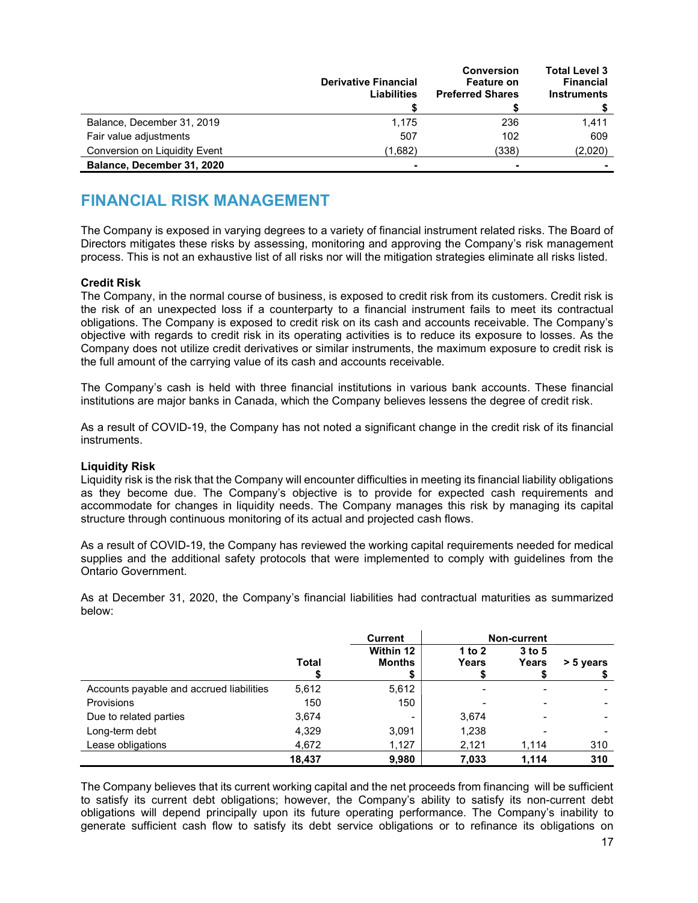| | Derivative Financial Liabilities | Conversion Feature on Preferred Shares | Total Level 3 Financial Instruments |
|---|---|---|---|
| | $ | $ | $ |
| Balance, December 31, 2019 | 1,175 | 236 | 1,411 |
| Fair value adjustments | 507 | 102 | 609 |
| Conversion on Liquidity Event | (1,682) | (338) | (2,020) |
| **Balance, December 31, 2020** | - | - | - |

## FINANCIAL RISK MANAGEMENT

The Company is exposed in varying degrees to a variety of financial instrument related risks. The Board of Directors mitigates these risks by assessing, monitoring and approving the Company's risk management process. This is not an exhaustive list of all risks nor will the mitigation strategies eliminate all risks listed.

**Credit Risk**
The Company, in the normal course of business, is exposed to credit risk from its customers. Credit risk is the risk of an unexpected loss if a counterparty to a financial instrument fails to meet its contractual obligations. The Company is exposed to credit risk on its cash and accounts receivable. The Company's objective with regards to credit risk in its operating activities is to reduce its exposure to losses. As the Company does not utilize credit derivatives or similar instruments, the maximum exposure to credit risk is the full amount of the carrying value of its cash and accounts receivable.

The Company's cash is held with three financial institutions in various bank accounts. These financial institutions are major banks in Canada, which the Company believes lessens the degree of credit risk.

As a result of COVID-19, the Company has not noted a significant change in the credit risk of its financial instruments.

**Liquidity Risk**
Liquidity risk is the risk that the Company will encounter difficulties in meeting its financial liability obligations as they become due. The Company's objective is to provide for expected cash requirements and accommodate for changes in liquidity needs. The Company manages this risk by managing its capital structure through continuous monitoring of its actual and projected cash flows.

As a result of COVID-19, the Company has reviewed the working capital requirements needed for medical supplies and the additional safety protocols that were implemented to comply with guidelines from the Ontario Government.

As at December 31, 2020, the Company's financial liabilities had contractual maturities as summarized below:

| | | Current | Non-current | | |
|---|---|---|---|---|---|
| | Total | Within 12 Months | 1 to 2 Years | 3 to 5 Years | > 5 years |
| | $ | $ | $ | $ | $ |
| Accounts payable and accrued liabilities | 5,612 | 5,612 | - | - | - |
| Provisions | 150 | 150 | - | - | - |
| Due to related parties | 3,674 | - | 3,674 | - | - |
| Long-term debt | 4,329 | 3,091 | 1,238 | - | - |
| Lease obligations | 4,672 | 1,127 | 2,121 | 1,114 | 310 |
| | **18,437** | **9,980** | **7,033** | **1,114** | **310** |

The Company believes that its current working capital and the net proceeds from financing will be sufficient to satisfy its current debt obligations; however, the Company's ability to satisfy its non-current debt obligations will depend principally upon its future operating performance. The Company's inability to generate sufficient cash flow to satisfy its debt service obligations or to refinance its obligations on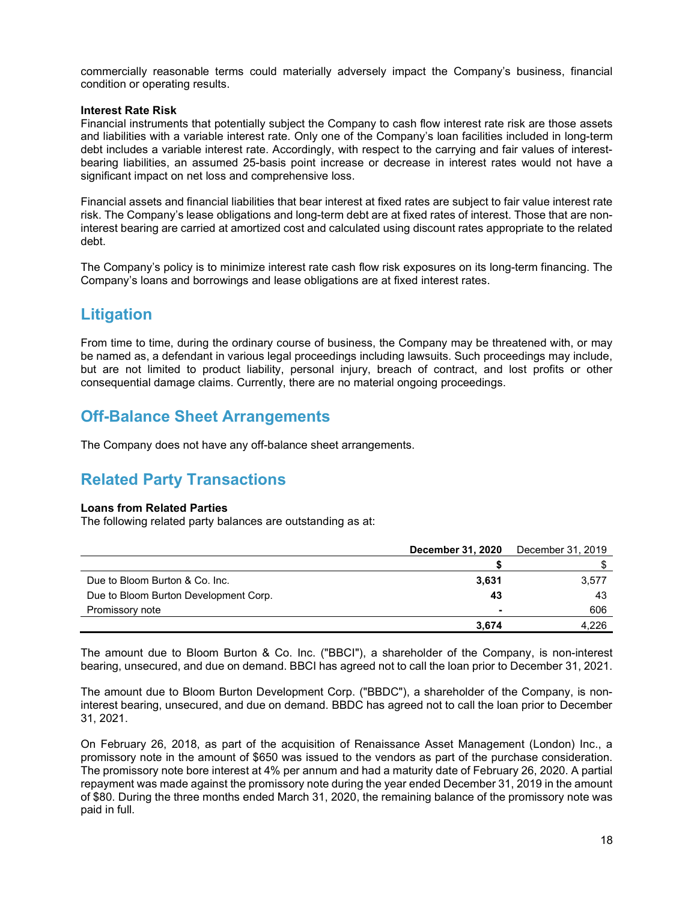commercially reasonable terms could materially adversely impact the Company's business, financial condition or operating results.

**Interest Rate Risk**
Financial instruments that potentially subject the Company to cash flow interest rate risk are those assets and liabilities with a variable interest rate. Only one of the Company's loan facilities included in long-term debt includes a variable interest rate. Accordingly, with respect to the carrying and fair values of interest-bearing liabilities, an assumed 25-basis point increase or decrease in interest rates would not have a significant impact on net loss and comprehensive loss.

Financial assets and financial liabilities that bear interest at fixed rates are subject to fair value interest rate risk. The Company's lease obligations and long-term debt are at fixed rates of interest. Those that are non-interest bearing are carried at amortized cost and calculated using discount rates appropriate to the related debt.

The Company's policy is to minimize interest rate cash flow risk exposures on its long-term financing. The Company's loans and borrowings and lease obligations are at fixed interest rates.

## Litigation

From time to time, during the ordinary course of business, the Company may be threatened with, or may be named as, a defendant in various legal proceedings including lawsuits. Such proceedings may include, but are not limited to product liability, personal injury, breach of contract, and lost profits or other consequential damage claims. Currently, there are no material ongoing proceedings.

## Off-Balance Sheet Arrangements

The Company does not have any off-balance sheet arrangements.

## Related Party Transactions

**Loans from Related Parties**
The following related party balances are outstanding as at:

| | **December 31, 2020** | December 31, 2019 |
|---|---|---|
| | **$** | $ |
| Due to Bloom Burton & Co. Inc. | **3,631** | 3,577 |
| Due to Bloom Burton Development Corp. | **43** | 43 |
| Promissory note | **-** | 606 |
| | **3,674** | 4,226 |

The amount due to Bloom Burton & Co. Inc. ("BBCI"), a shareholder of the Company, is non-interest bearing, unsecured, and due on demand. BBCI has agreed not to call the loan prior to December 31, 2021.

The amount due to Bloom Burton Development Corp. ("BBDC"), a shareholder of the Company, is non-interest bearing, unsecured, and due on demand. BBDC has agreed not to call the loan prior to December 31, 2021.

On February 26, 2018, as part of the acquisition of Renaissance Asset Management (London) Inc., a promissory note in the amount of $650 was issued to the vendors as part of the purchase consideration. The promissory note bore interest at 4% per annum and had a maturity date of February 26, 2020. A partial repayment was made against the promissory note during the year ended December 31, 2019 in the amount of $80. During the three months ended March 31, 2020, the remaining balance of the promissory note was paid in full.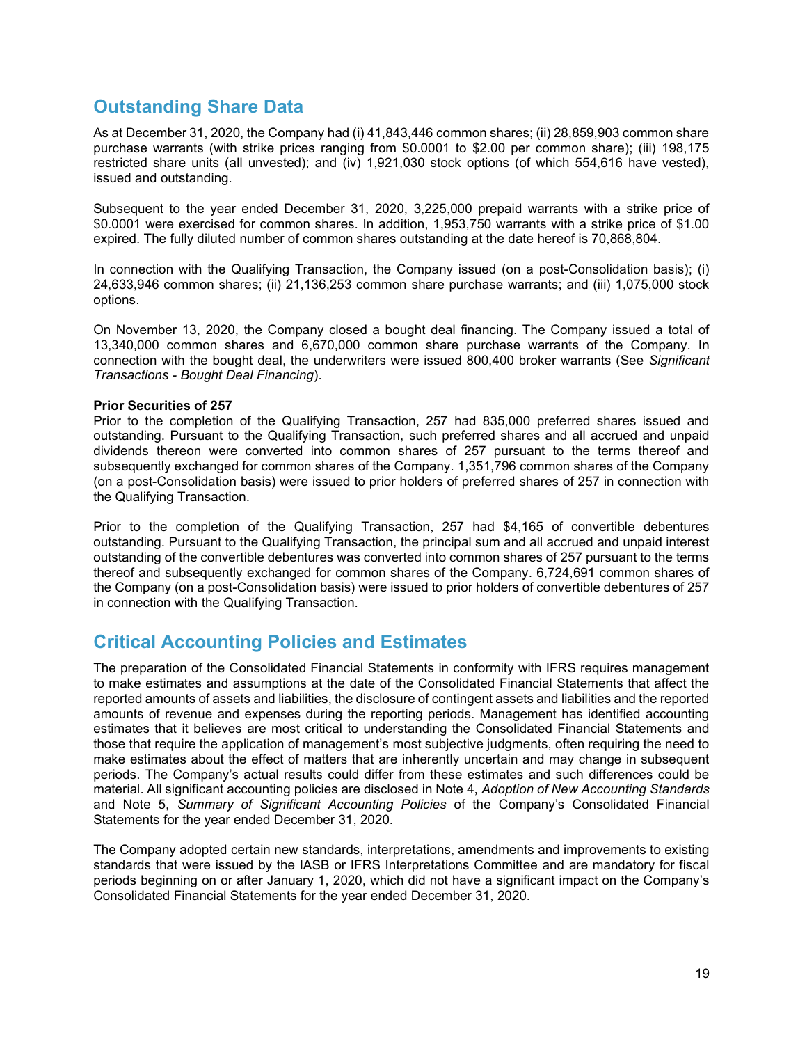## Outstanding Share Data

As at December 31, 2020, the Company had (i) 41,843,446 common shares; (ii) 28,859,903 common share purchase warrants (with strike prices ranging from $0.0001 to $2.00 per common share); (iii) 198,175 restricted share units (all unvested); and (iv) 1,921,030 stock options (of which 554,616 have vested), issued and outstanding.

Subsequent to the year ended December 31, 2020, 3,225,000 prepaid warrants with a strike price of $0.0001 were exercised for common shares. In addition, 1,953,750 warrants with a strike price of $1.00 expired. The fully diluted number of common shares outstanding at the date hereof is 70,868,804.

In connection with the Qualifying Transaction, the Company issued (on a post-Consolidation basis); (i) 24,633,946 common shares; (ii) 21,136,253 common share purchase warrants; and (iii) 1,075,000 stock options.

On November 13, 2020, the Company closed a bought deal financing. The Company issued a total of 13,340,000 common shares and 6,670,000 common share purchase warrants of the Company. In connection with the bought deal, the underwriters were issued 800,400 broker warrants (See *Significant Transactions - Bought Deal Financing*).

**Prior Securities of 257**

Prior to the completion of the Qualifying Transaction, 257 had 835,000 preferred shares issued and outstanding. Pursuant to the Qualifying Transaction, such preferred shares and all accrued and unpaid dividends thereon were converted into common shares of 257 pursuant to the terms thereof and subsequently exchanged for common shares of the Company. 1,351,796 common shares of the Company (on a post-Consolidation basis) were issued to prior holders of preferred shares of 257 in connection with the Qualifying Transaction.

Prior to the completion of the Qualifying Transaction, 257 had $4,165 of convertible debentures outstanding. Pursuant to the Qualifying Transaction, the principal sum and all accrued and unpaid interest outstanding of the convertible debentures was converted into common shares of 257 pursuant to the terms thereof and subsequently exchanged for common shares of the Company. 6,724,691 common shares of the Company (on a post-Consolidation basis) were issued to prior holders of convertible debentures of 257 in connection with the Qualifying Transaction.

## Critical Accounting Policies and Estimates

The preparation of the Consolidated Financial Statements in conformity with IFRS requires management to make estimates and assumptions at the date of the Consolidated Financial Statements that affect the reported amounts of assets and liabilities, the disclosure of contingent assets and liabilities and the reported amounts of revenue and expenses during the reporting periods. Management has identified accounting estimates that it believes are most critical to understanding the Consolidated Financial Statements and those that require the application of management's most subjective judgments, often requiring the need to make estimates about the effect of matters that are inherently uncertain and may change in subsequent periods. The Company's actual results could differ from these estimates and such differences could be material. All significant accounting policies are disclosed in Note 4, *Adoption of New Accounting Standards* and Note 5, *Summary of Significant Accounting Policies* of the Company's Consolidated Financial Statements for the year ended December 31, 2020.

The Company adopted certain new standards, interpretations, amendments and improvements to existing standards that were issued by the IASB or IFRS Interpretations Committee and are mandatory for fiscal periods beginning on or after January 1, 2020, which did not have a significant impact on the Company's Consolidated Financial Statements for the year ended December 31, 2020.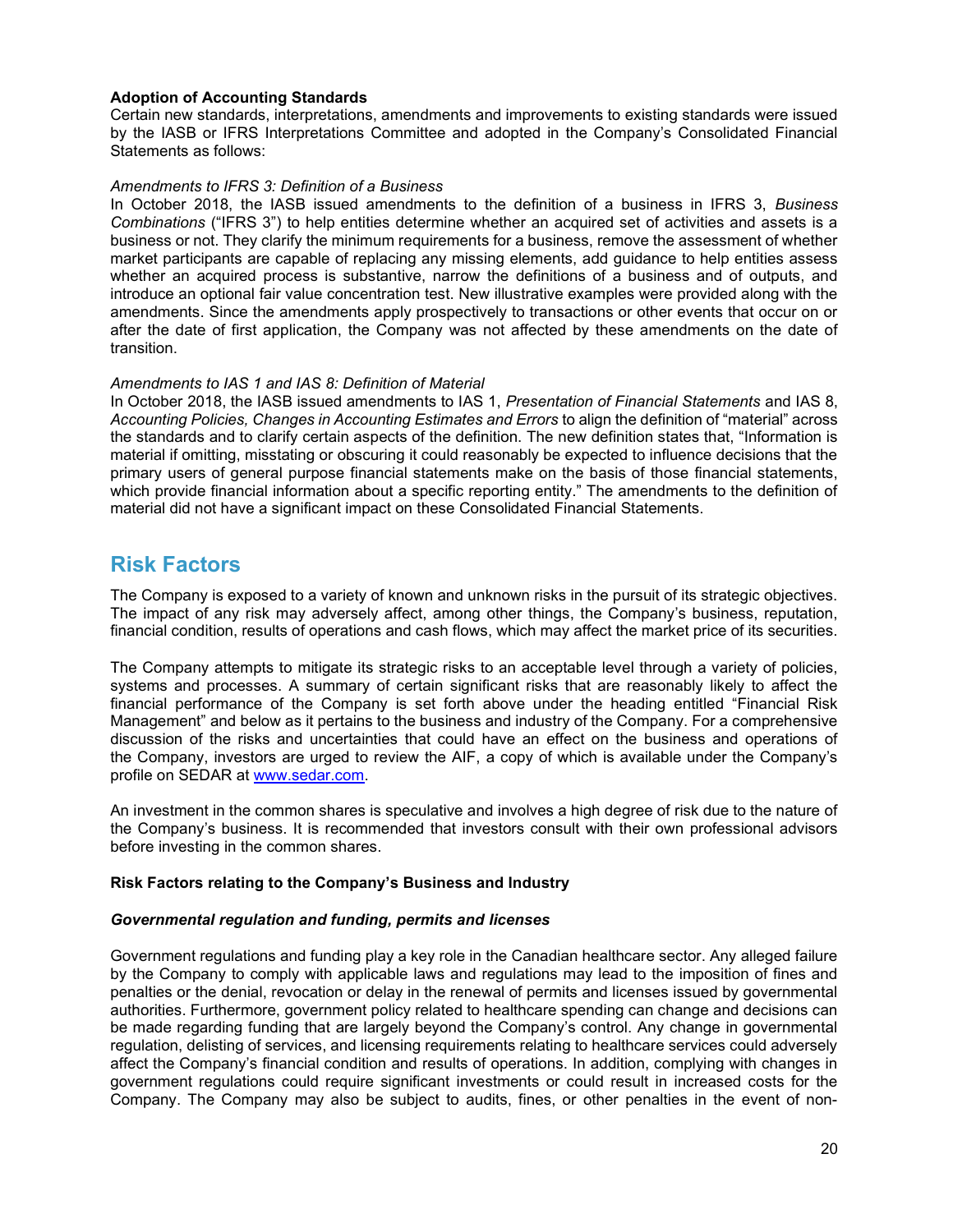**Adoption of Accounting Standards**

Certain new standards, interpretations, amendments and improvements to existing standards were issued by the IASB or IFRS Interpretations Committee and adopted in the Company's Consolidated Financial Statements as follows:

*Amendments to IFRS 3: Definition of a Business*

In October 2018, the IASB issued amendments to the definition of a business in IFRS 3, *Business Combinations* ("IFRS 3") to help entities determine whether an acquired set of activities and assets is a business or not. They clarify the minimum requirements for a business, remove the assessment of whether market participants are capable of replacing any missing elements, add guidance to help entities assess whether an acquired process is substantive, narrow the definitions of a business and of outputs, and introduce an optional fair value concentration test. New illustrative examples were provided along with the amendments. Since the amendments apply prospectively to transactions or other events that occur on or after the date of first application, the Company was not affected by these amendments on the date of transition.

*Amendments to IAS 1 and IAS 8: Definition of Material*

In October 2018, the IASB issued amendments to IAS 1, *Presentation of Financial Statements* and IAS 8, *Accounting Policies, Changes in Accounting Estimates and Errors* to align the definition of "material" across the standards and to clarify certain aspects of the definition. The new definition states that, "Information is material if omitting, misstating or obscuring it could reasonably be expected to influence decisions that the primary users of general purpose financial statements make on the basis of those financial statements, which provide financial information about a specific reporting entity." The amendments to the definition of material did not have a significant impact on these Consolidated Financial Statements.

# Risk Factors

The Company is exposed to a variety of known and unknown risks in the pursuit of its strategic objectives. The impact of any risk may adversely affect, among other things, the Company's business, reputation, financial condition, results of operations and cash flows, which may affect the market price of its securities.

The Company attempts to mitigate its strategic risks to an acceptable level through a variety of policies, systems and processes. A summary of certain significant risks that are reasonably likely to affect the financial performance of the Company is set forth above under the heading entitled "Financial Risk Management" and below as it pertains to the business and industry of the Company. For a comprehensive discussion of the risks and uncertainties that could have an effect on the business and operations of the Company, investors are urged to review the AIF, a copy of which is available under the Company's profile on SEDAR at www.sedar.com.

An investment in the common shares is speculative and involves a high degree of risk due to the nature of the Company's business. It is recommended that investors consult with their own professional advisors before investing in the common shares.

**Risk Factors relating to the Company's Business and Industry**

***Governmental regulation and funding, permits and licenses***

Government regulations and funding play a key role in the Canadian healthcare sector. Any alleged failure by the Company to comply with applicable laws and regulations may lead to the imposition of fines and penalties or the denial, revocation or delay in the renewal of permits and licenses issued by governmental authorities. Furthermore, government policy related to healthcare spending can change and decisions can be made regarding funding that are largely beyond the Company's control. Any change in governmental regulation, delisting of services, and licensing requirements relating to healthcare services could adversely affect the Company's financial condition and results of operations. In addition, complying with changes in government regulations could require significant investments or could result in increased costs for the Company. The Company may also be subject to audits, fines, or other penalties in the event of non-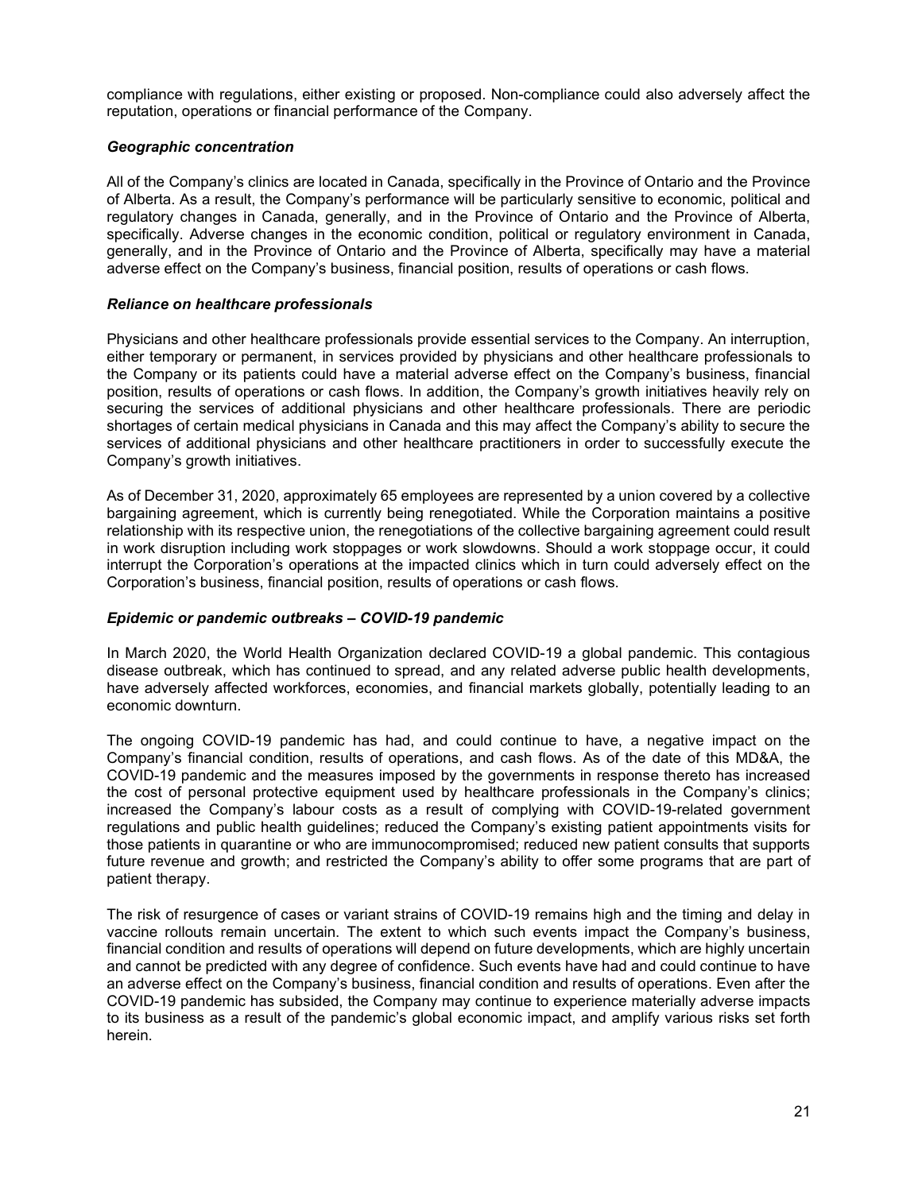compliance with regulations, either existing or proposed. Non-compliance could also adversely affect the reputation, operations or financial performance of the Company.

### *Geographic concentration*

All of the Company's clinics are located in Canada, specifically in the Province of Ontario and the Province of Alberta. As a result, the Company's performance will be particularly sensitive to economic, political and regulatory changes in Canada, generally, and in the Province of Ontario and the Province of Alberta, specifically. Adverse changes in the economic condition, political or regulatory environment in Canada, generally, and in the Province of Ontario and the Province of Alberta, specifically may have a material adverse effect on the Company's business, financial position, results of operations or cash flows.

### *Reliance on healthcare professionals*

Physicians and other healthcare professionals provide essential services to the Company. An interruption, either temporary or permanent, in services provided by physicians and other healthcare professionals to the Company or its patients could have a material adverse effect on the Company's business, financial position, results of operations or cash flows. In addition, the Company's growth initiatives heavily rely on securing the services of additional physicians and other healthcare professionals. There are periodic shortages of certain medical physicians in Canada and this may affect the Company's ability to secure the services of additional physicians and other healthcare practitioners in order to successfully execute the Company's growth initiatives.

As of December 31, 2020, approximately 65 employees are represented by a union covered by a collective bargaining agreement, which is currently being renegotiated. While the Corporation maintains a positive relationship with its respective union, the renegotiations of the collective bargaining agreement could result in work disruption including work stoppages or work slowdowns. Should a work stoppage occur, it could interrupt the Corporation's operations at the impacted clinics which in turn could adversely effect on the Corporation's business, financial position, results of operations or cash flows.

### *Epidemic or pandemic outbreaks – COVID-19 pandemic*

In March 2020, the World Health Organization declared COVID-19 a global pandemic. This contagious disease outbreak, which has continued to spread, and any related adverse public health developments, have adversely affected workforces, economies, and financial markets globally, potentially leading to an economic downturn.

The ongoing COVID-19 pandemic has had, and could continue to have, a negative impact on the Company's financial condition, results of operations, and cash flows. As of the date of this MD&A, the COVID-19 pandemic and the measures imposed by the governments in response thereto has increased the cost of personal protective equipment used by healthcare professionals in the Company's clinics; increased the Company's labour costs as a result of complying with COVID-19-related government regulations and public health guidelines; reduced the Company's existing patient appointments visits for those patients in quarantine or who are immunocompromised; reduced new patient consults that supports future revenue and growth; and restricted the Company's ability to offer some programs that are part of patient therapy.

The risk of resurgence of cases or variant strains of COVID-19 remains high and the timing and delay in vaccine rollouts remain uncertain. The extent to which such events impact the Company's business, financial condition and results of operations will depend on future developments, which are highly uncertain and cannot be predicted with any degree of confidence. Such events have had and could continue to have an adverse effect on the Company's business, financial condition and results of operations. Even after the COVID-19 pandemic has subsided, the Company may continue to experience materially adverse impacts to its business as a result of the pandemic's global economic impact, and amplify various risks set forth herein.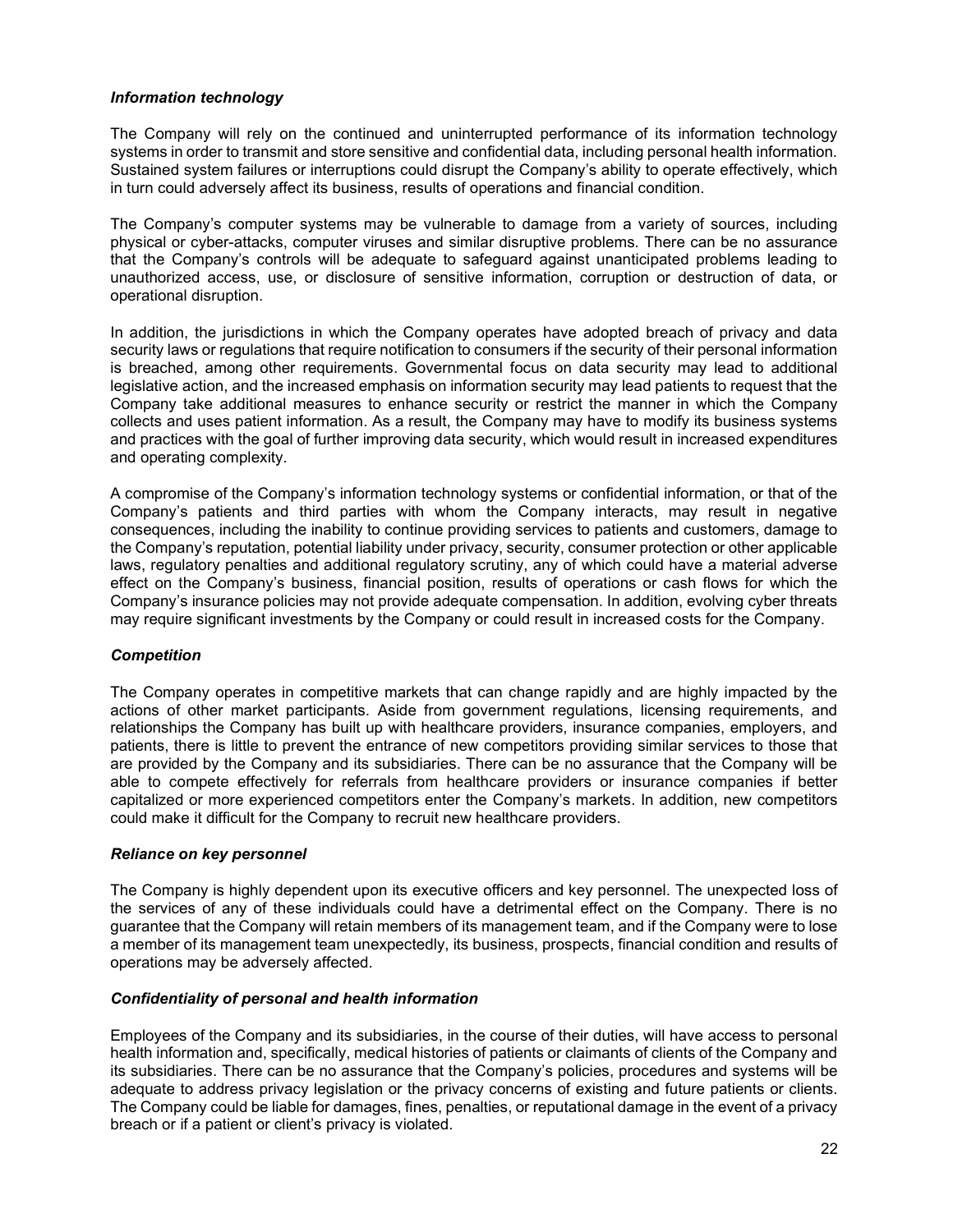***Information technology***

The Company will rely on the continued and uninterrupted performance of its information technology systems in order to transmit and store sensitive and confidential data, including personal health information. Sustained system failures or interruptions could disrupt the Company's ability to operate effectively, which in turn could adversely affect its business, results of operations and financial condition.

The Company's computer systems may be vulnerable to damage from a variety of sources, including physical or cyber-attacks, computer viruses and similar disruptive problems. There can be no assurance that the Company's controls will be adequate to safeguard against unanticipated problems leading to unauthorized access, use, or disclosure of sensitive information, corruption or destruction of data, or operational disruption.

In addition, the jurisdictions in which the Company operates have adopted breach of privacy and data security laws or regulations that require notification to consumers if the security of their personal information is breached, among other requirements. Governmental focus on data security may lead to additional legislative action, and the increased emphasis on information security may lead patients to request that the Company take additional measures to enhance security or restrict the manner in which the Company collects and uses patient information. As a result, the Company may have to modify its business systems and practices with the goal of further improving data security, which would result in increased expenditures and operating complexity.

A compromise of the Company's information technology systems or confidential information, or that of the Company's patients and third parties with whom the Company interacts, may result in negative consequences, including the inability to continue providing services to patients and customers, damage to the Company's reputation, potential liability under privacy, security, consumer protection or other applicable laws, regulatory penalties and additional regulatory scrutiny, any of which could have a material adverse effect on the Company's business, financial position, results of operations or cash flows for which the Company's insurance policies may not provide adequate compensation. In addition, evolving cyber threats may require significant investments by the Company or could result in increased costs for the Company.

***Competition***

The Company operates in competitive markets that can change rapidly and are highly impacted by the actions of other market participants. Aside from government regulations, licensing requirements, and relationships the Company has built up with healthcare providers, insurance companies, employers, and patients, there is little to prevent the entrance of new competitors providing similar services to those that are provided by the Company and its subsidiaries. There can be no assurance that the Company will be able to compete effectively for referrals from healthcare providers or insurance companies if better capitalized or more experienced competitors enter the Company's markets. In addition, new competitors could make it difficult for the Company to recruit new healthcare providers.

***Reliance on key personnel***

The Company is highly dependent upon its executive officers and key personnel. The unexpected loss of the services of any of these individuals could have a detrimental effect on the Company. There is no guarantee that the Company will retain members of its management team, and if the Company were to lose a member of its management team unexpectedly, its business, prospects, financial condition and results of operations may be adversely affected.

***Confidentiality of personal and health information***

Employees of the Company and its subsidiaries, in the course of their duties, will have access to personal health information and, specifically, medical histories of patients or claimants of clients of the Company and its subsidiaries. There can be no assurance that the Company's policies, procedures and systems will be adequate to address privacy legislation or the privacy concerns of existing and future patients or clients. The Company could be liable for damages, fines, penalties, or reputational damage in the event of a privacy breach or if a patient or client's privacy is violated.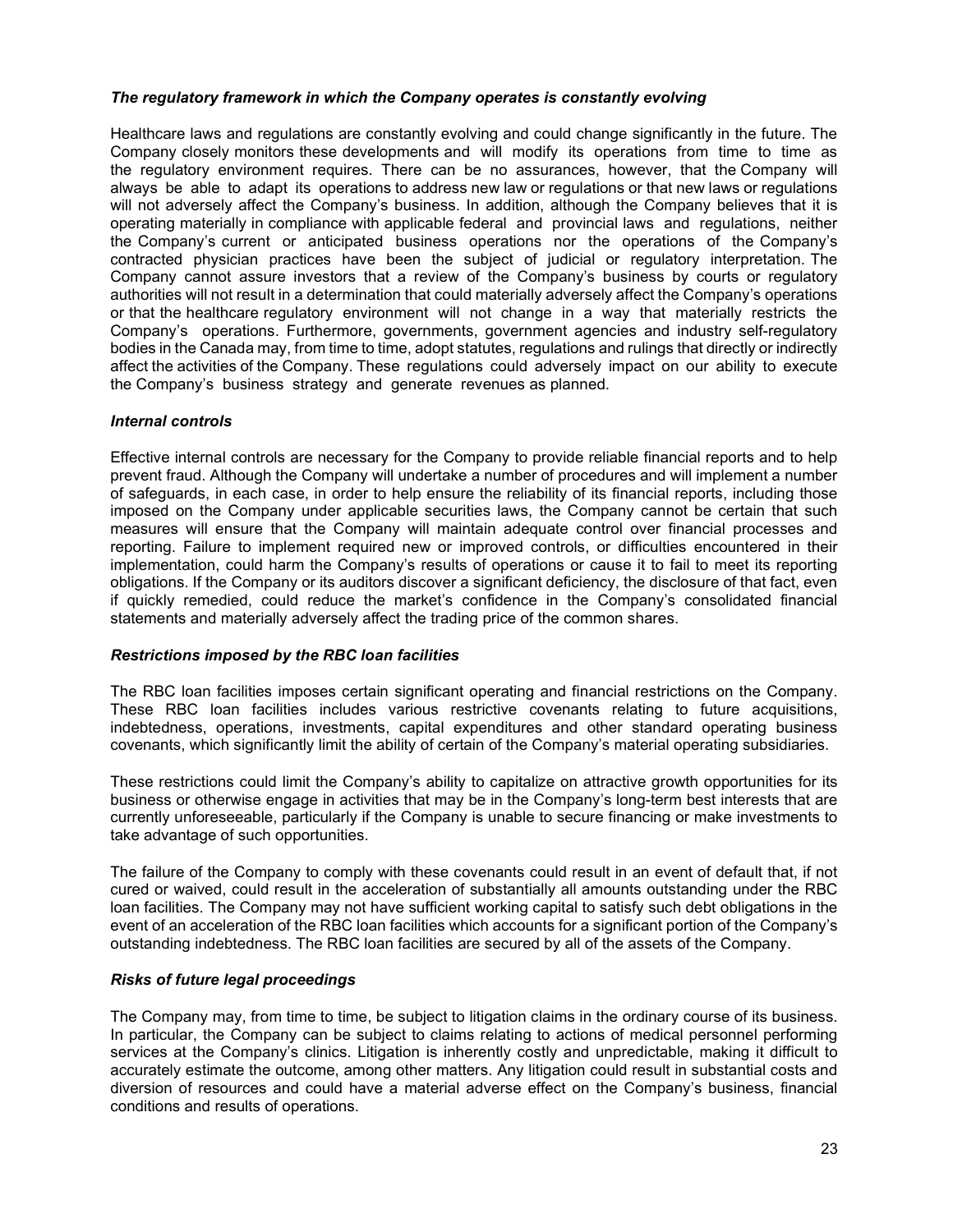### *The regulatory framework in which the Company operates is constantly evolving*

Healthcare laws and regulations are constantly evolving and could change significantly in the future. The Company closely monitors these developments and will modify its operations from time to time as the regulatory environment requires. There can be no assurances, however, that the Company will always be able to adapt its operations to address new law or regulations or that new laws or regulations will not adversely affect the Company's business. In addition, although the Company believes that it is operating materially in compliance with applicable federal and provincial laws and regulations, neither the Company's current or anticipated business operations nor the operations of the Company's contracted physician practices have been the subject of judicial or regulatory interpretation. The Company cannot assure investors that a review of the Company's business by courts or regulatory authorities will not result in a determination that could materially adversely affect the Company's operations or that the healthcare regulatory environment will not change in a way that materially restricts the Company's operations. Furthermore, governments, government agencies and industry self-regulatory bodies in the Canada may, from time to time, adopt statutes, regulations and rulings that directly or indirectly affect the activities of the Company. These regulations could adversely impact on our ability to execute the Company's business strategy and generate revenues as planned.

### *Internal controls*

Effective internal controls are necessary for the Company to provide reliable financial reports and to help prevent fraud. Although the Company will undertake a number of procedures and will implement a number of safeguards, in each case, in order to help ensure the reliability of its financial reports, including those imposed on the Company under applicable securities laws, the Company cannot be certain that such measures will ensure that the Company will maintain adequate control over financial processes and reporting. Failure to implement required new or improved controls, or difficulties encountered in their implementation, could harm the Company's results of operations or cause it to fail to meet its reporting obligations. If the Company or its auditors discover a significant deficiency, the disclosure of that fact, even if quickly remedied, could reduce the market's confidence in the Company's consolidated financial statements and materially adversely affect the trading price of the common shares.

### *Restrictions imposed by the RBC loan facilities*

The RBC loan facilities imposes certain significant operating and financial restrictions on the Company. These RBC loan facilities includes various restrictive covenants relating to future acquisitions, indebtedness, operations, investments, capital expenditures and other standard operating business covenants, which significantly limit the ability of certain of the Company's material operating subsidiaries.

These restrictions could limit the Company's ability to capitalize on attractive growth opportunities for its business or otherwise engage in activities that may be in the Company's long-term best interests that are currently unforeseeable, particularly if the Company is unable to secure financing or make investments to take advantage of such opportunities.

The failure of the Company to comply with these covenants could result in an event of default that, if not cured or waived, could result in the acceleration of substantially all amounts outstanding under the RBC loan facilities. The Company may not have sufficient working capital to satisfy such debt obligations in the event of an acceleration of the RBC loan facilities which accounts for a significant portion of the Company's outstanding indebtedness. The RBC loan facilities are secured by all of the assets of the Company.

### *Risks of future legal proceedings*

The Company may, from time to time, be subject to litigation claims in the ordinary course of its business. In particular, the Company can be subject to claims relating to actions of medical personnel performing services at the Company's clinics. Litigation is inherently costly and unpredictable, making it difficult to accurately estimate the outcome, among other matters. Any litigation could result in substantial costs and diversion of resources and could have a material adverse effect on the Company's business, financial conditions and results of operations.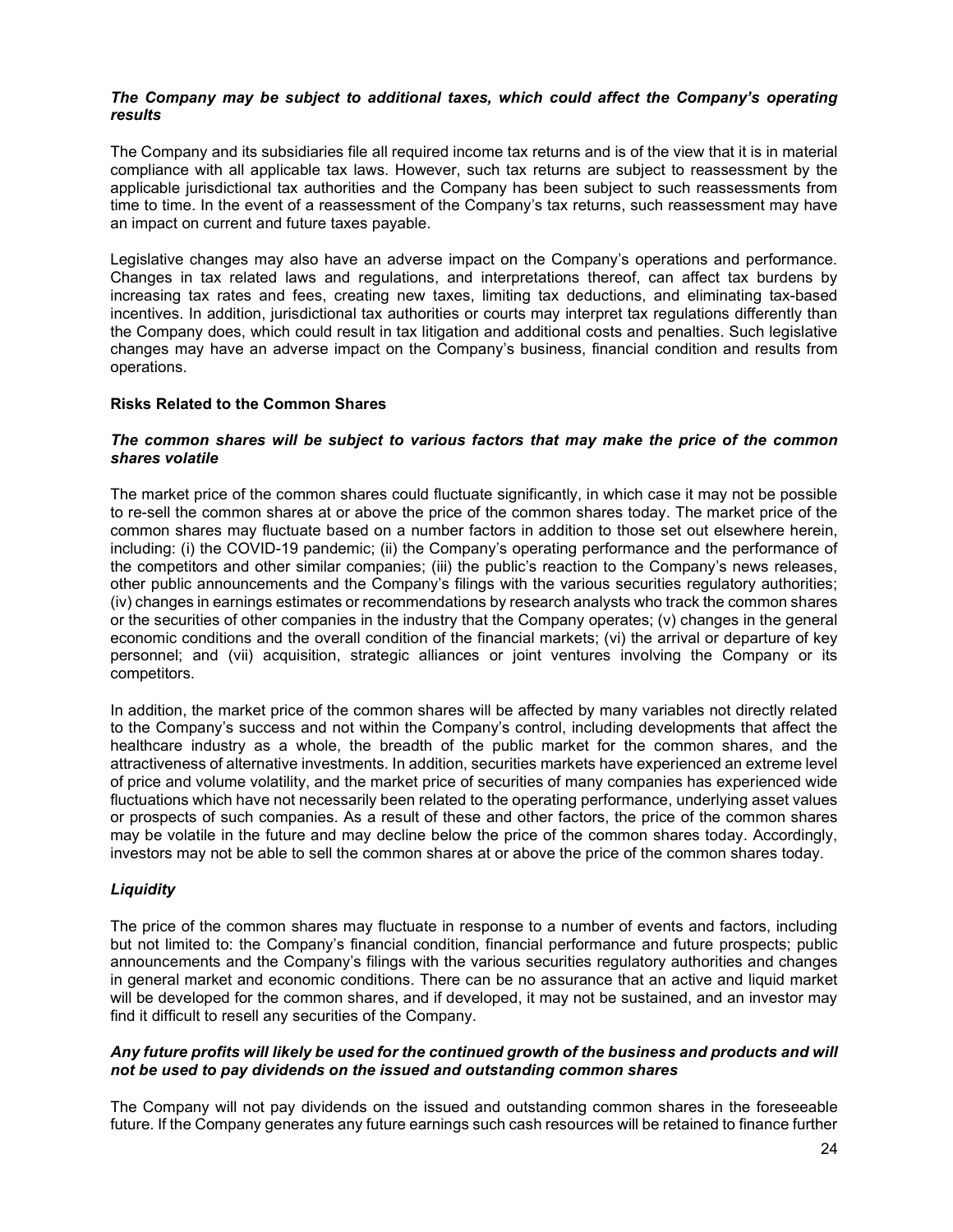#### ***The Company may be subject to additional taxes, which could affect the Company's operating results***

The Company and its subsidiaries file all required income tax returns and is of the view that it is in material compliance with all applicable tax laws. However, such tax returns are subject to reassessment by the applicable jurisdictional tax authorities and the Company has been subject to such reassessments from time to time. In the event of a reassessment of the Company's tax returns, such reassessment may have an impact on current and future taxes payable.

Legislative changes may also have an adverse impact on the Company's operations and performance. Changes in tax related laws and regulations, and interpretations thereof, can affect tax burdens by increasing tax rates and fees, creating new taxes, limiting tax deductions, and eliminating tax-based incentives. In addition, jurisdictional tax authorities or courts may interpret tax regulations differently than the Company does, which could result in tax litigation and additional costs and penalties. Such legislative changes may have an adverse impact on the Company's business, financial condition and results from operations.

### **Risks Related to the Common Shares**

#### ***The common shares will be subject to various factors that may make the price of the common shares volatile***

The market price of the common shares could fluctuate significantly, in which case it may not be possible to re-sell the common shares at or above the price of the common shares today. The market price of the common shares may fluctuate based on a number factors in addition to those set out elsewhere herein, including: (i) the COVID-19 pandemic; (ii) the Company's operating performance and the performance of the competitors and other similar companies; (iii) the public's reaction to the Company's news releases, other public announcements and the Company's filings with the various securities regulatory authorities; (iv) changes in earnings estimates or recommendations by research analysts who track the common shares or the securities of other companies in the industry that the Company operates; (v) changes in the general economic conditions and the overall condition of the financial markets; (vi) the arrival or departure of key personnel; and (vii) acquisition, strategic alliances or joint ventures involving the Company or its competitors.

In addition, the market price of the common shares will be affected by many variables not directly related to the Company's success and not within the Company's control, including developments that affect the healthcare industry as a whole, the breadth of the public market for the common shares, and the attractiveness of alternative investments. In addition, securities markets have experienced an extreme level of price and volume volatility, and the market price of securities of many companies has experienced wide fluctuations which have not necessarily been related to the operating performance, underlying asset values or prospects of such companies. As a result of these and other factors, the price of the common shares may be volatile in the future and may decline below the price of the common shares today. Accordingly, investors may not be able to sell the common shares at or above the price of the common shares today.

#### ***Liquidity***

The price of the common shares may fluctuate in response to a number of events and factors, including but not limited to: the Company's financial condition, financial performance and future prospects; public announcements and the Company's filings with the various securities regulatory authorities and changes in general market and economic conditions. There can be no assurance that an active and liquid market will be developed for the common shares, and if developed, it may not be sustained, and an investor may find it difficult to resell any securities of the Company.

#### ***Any future profits will likely be used for the continued growth of the business and products and will not be used to pay dividends on the issued and outstanding common shares***

The Company will not pay dividends on the issued and outstanding common shares in the foreseeable future. If the Company generates any future earnings such cash resources will be retained to finance further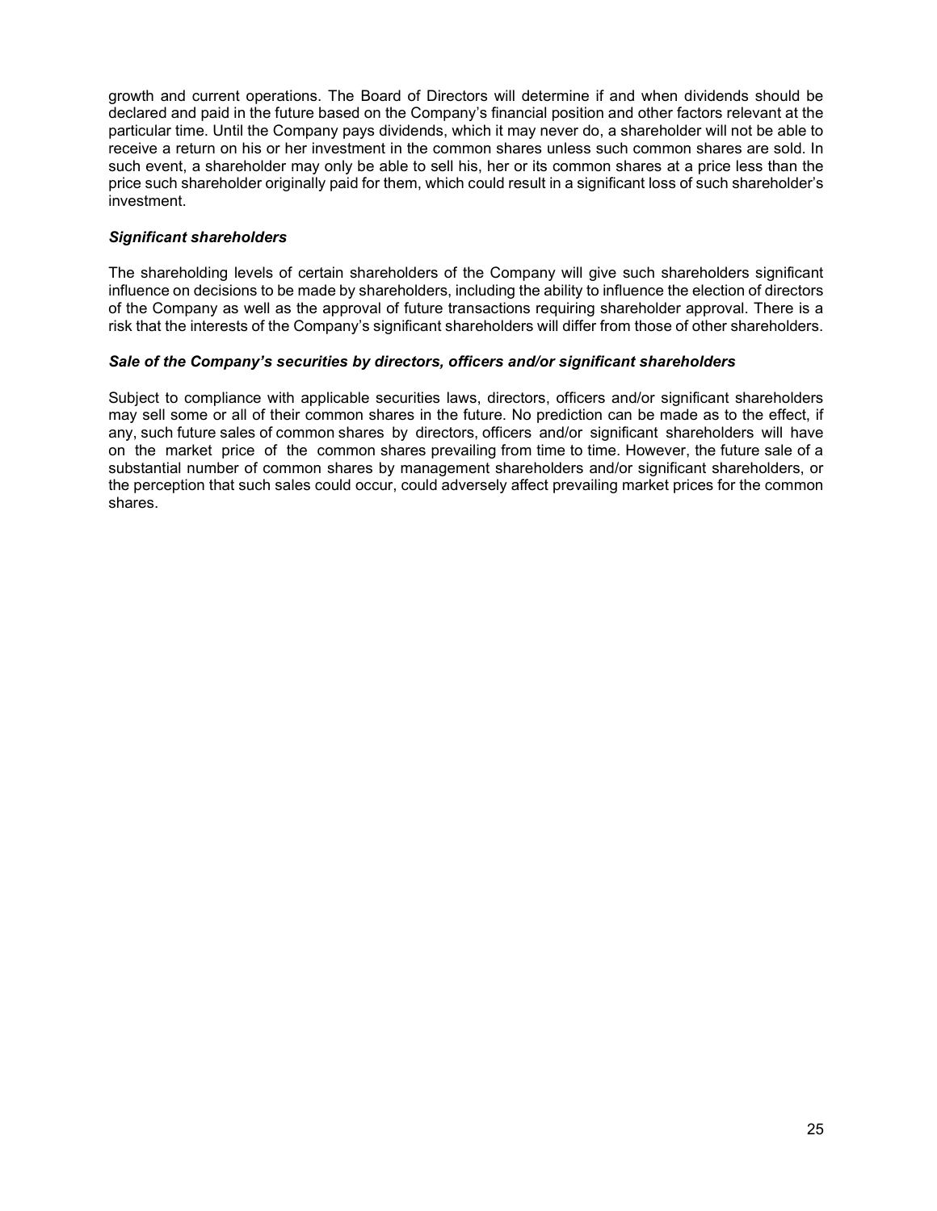growth and current operations. The Board of Directors will determine if and when dividends should be declared and paid in the future based on the Company's financial position and other factors relevant at the particular time. Until the Company pays dividends, which it may never do, a shareholder will not be able to receive a return on his or her investment in the common shares unless such common shares are sold. In such event, a shareholder may only be able to sell his, her or its common shares at a price less than the price such shareholder originally paid for them, which could result in a significant loss of such shareholder's investment.

***Significant shareholders***

The shareholding levels of certain shareholders of the Company will give such shareholders significant influence on decisions to be made by shareholders, including the ability to influence the election of directors of the Company as well as the approval of future transactions requiring shareholder approval. There is a risk that the interests of the Company's significant shareholders will differ from those of other shareholders.

***Sale of the Company's securities by directors, officers and/or significant shareholders***

Subject to compliance with applicable securities laws, directors, officers and/or significant shareholders may sell some or all of their common shares in the future. No prediction can be made as to the effect, if any, such future sales of common shares by directors, officers and/or significant shareholders will have on the market price of the common shares prevailing from time to time. However, the future sale of a substantial number of common shares by management shareholders and/or significant shareholders, or the perception that such sales could occur, could adversely affect prevailing market prices for the common shares.